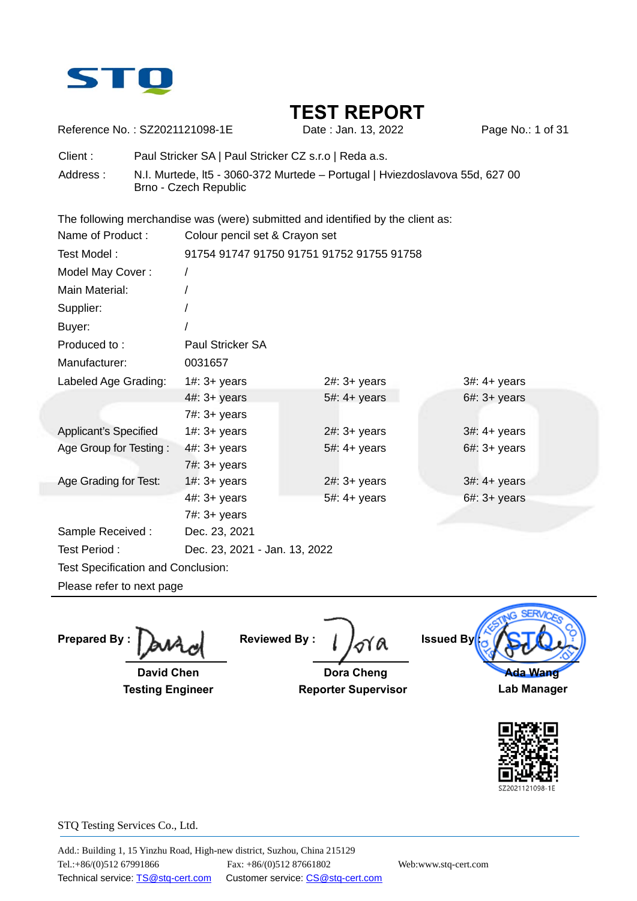# TEST REPORT

Reference No. : SZ2021121098-1E    Date : Jan. 13, 2022

Client : Paul Stricker SA | Paul Stricker CZ s.r.o | Reda a.s.

Address : N.I. Murtede, lt5 - 3060-372 Murtede – Portugal | Hviezdoslavova 55d, 627 00 Brno - Czech Republic

The following merchandise was (were) submitted and identified by the client as:

| | | | |
|---|---|---|---|
| Name of Product : | Colour pencil set & Crayon set | | |
| Test Model : | 91754 91747 91750 91751 91752 91755 91758 | | |
| Model May Cover : | / | | |
| Main Material: | / | | |
| Supplier: | / | | |
| Buyer: | / | | |
| Produced to : | Paul Stricker SA | | |
| Manufacturer: | 0031657 | | |
| Labeled Age Grading: | 1#: 3+ years | 2#: 3+ years | 3#: 4+ years |
| | 4#: 3+ years | 5#: 4+ years | 6#: 3+ years |
| | 7#: 3+ years | | |
| Applicant's Specified Age Group for Testing : | 1#: 3+ years | 2#: 3+ years | 3#: 4+ years |
| | 4#: 3+ years | 5#: 4+ years | 6#: 3+ years |
| | 7#: 3+ years | | |
| Age Grading for Test: | 1#: 3+ years | 2#: 3+ years | 3#: 4+ years |
| | 4#: 3+ years | 5#: 4+ years | 6#: 3+ years |
| | 7#: 3+ years | | |
| Sample Received : | Dec. 23, 2021 | | |
| Test Period : | Dec. 23, 2021 - Jan. 13, 2022 | | |

Test Specification and Conclusion:

Please refer to next page

---

**Prepared By :** David Chen, **Testing Engineer**

**Reviewed By :** Dora Cheng, **Reporter Supervisor**

**Issued By :** Ada Wang, **Lab Manager**

SZ2021121098-1E

STQ Testing Services Co., Ltd.

Add.: Building 1, 15 Yinzhu Road, High-new district, Suzhou, China 215129
Tel.:+86/(0)512 67991866    Fax: +86/(0)512 87661802    Web:www.stq-cert.com
Technical service: TS@stq-cert.com    Customer service: CS@stq-cert.com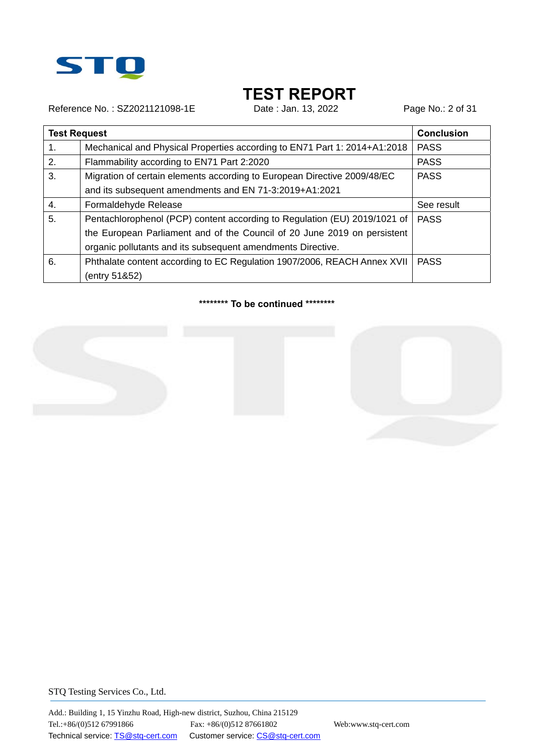# TEST REPORT

Reference No. : SZ2021121098-1E Date : Jan. 13, 2022

| Test Request | | Conclusion |
|---|---|---|
| 1. | Mechanical and Physical Properties according to EN71 Part 1: 2014+A1:2018 | PASS |
| 2. | Flammability according to EN71 Part 2:2020 | PASS |
| 3. | Migration of certain elements according to European Directive 2009/48/EC and its subsequent amendments and EN 71-3:2019+A1:2021 | PASS |
| 4. | Formaldehyde Release | See result |
| 5. | Pentachlorophenol (PCP) content according to Regulation (EU) 2019/1021 of the European Parliament and of the Council of 20 June 2019 on persistent organic pollutants and its subsequent amendments Directive. | PASS |
| 6. | Phthalate content according to EC Regulation 1907/2006, REACH Annex XVII (entry 51&52) | PASS |

**\*\*\*\*\*\*\*\* To be continued \*\*\*\*\*\*\*\***

STQ Testing Services Co., Ltd.

Add.: Building 1, 15 Yinzhu Road, High-new district, Suzhou, China 215129
Tel.:+86/(0)512 67991866 Fax: +86/(0)512 87661802 Web:www.stq-cert.com
Technical service: TS@stq-cert.com Customer service: CS@stq-cert.com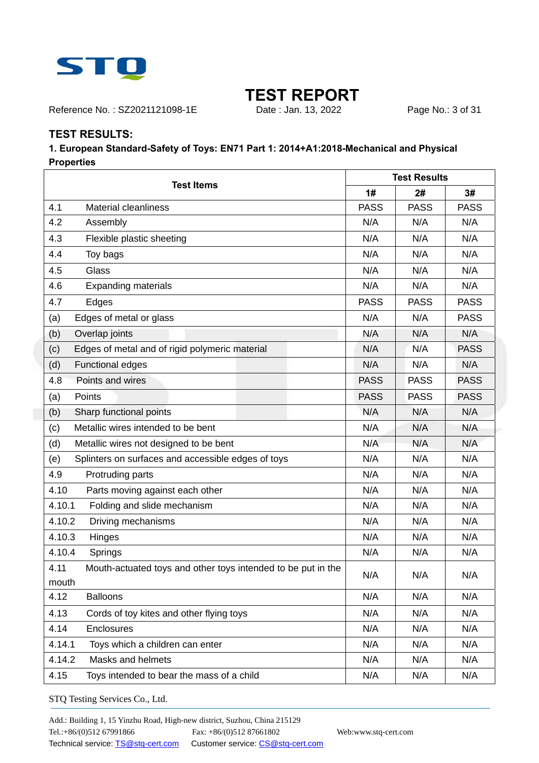# TEST REPORT

Reference No. : SZ2021121098-1E Date : Jan. 13, 2022

## TEST RESULTS:

**1. European Standard-Safety of Toys: EN71 Part 1: 2014+A1:2018-Mechanical and Physical Properties**

| Test Items | Test Results | | |
|---|---|---|---|
| | 1# | 2# | 3# |
| 4.1 Material cleanliness | PASS | PASS | PASS |
| 4.2 Assembly | N/A | N/A | N/A |
| 4.3 Flexible plastic sheeting | N/A | N/A | N/A |
| 4.4 Toy bags | N/A | N/A | N/A |
| 4.5 Glass | N/A | N/A | N/A |
| 4.6 Expanding materials | N/A | N/A | N/A |
| 4.7 Edges | PASS | PASS | PASS |
| (a) Edges of metal or glass | N/A | N/A | PASS |
| (b) Overlap joints | N/A | N/A | N/A |
| (c) Edges of metal and of rigid polymeric material | N/A | N/A | PASS |
| (d) Functional edges | N/A | N/A | N/A |
| 4.8 Points and wires | PASS | PASS | PASS |
| (a) Points | PASS | PASS | PASS |
| (b) Sharp functional points | N/A | N/A | N/A |
| (c) Metallic wires intended to be bent | N/A | N/A | N/A |
| (d) Metallic wires not designed to be bent | N/A | N/A | N/A |
| (e) Splinters on surfaces and accessible edges of toys | N/A | N/A | N/A |
| 4.9 Protruding parts | N/A | N/A | N/A |
| 4.10 Parts moving against each other | N/A | N/A | N/A |
| 4.10.1 Folding and slide mechanism | N/A | N/A | N/A |
| 4.10.2 Driving mechanisms | N/A | N/A | N/A |
| 4.10.3 Hinges | N/A | N/A | N/A |
| 4.10.4 Springs | N/A | N/A | N/A |
| 4.11 Mouth-actuated toys and other toys intended to be put in the mouth | N/A | N/A | N/A |
| 4.12 Balloons | N/A | N/A | N/A |
| 4.13 Cords of toy kites and other flying toys | N/A | N/A | N/A |
| 4.14 Enclosures | N/A | N/A | N/A |
| 4.14.1 Toys which a children can enter | N/A | N/A | N/A |
| 4.14.2 Masks and helmets | N/A | N/A | N/A |
| 4.15 Toys intended to bear the mass of a child | N/A | N/A | N/A |

STQ Testing Services Co., Ltd.

Add.: Building 1, 15 Yinzhu Road, High-new district, Suzhou, China 215129
Tel.:+86/(0)512 67991866 Fax: +86/(0)512 87661802 Web:www.stq-cert.com
Technical service: TS@stq-cert.com Customer service: CS@stq-cert.com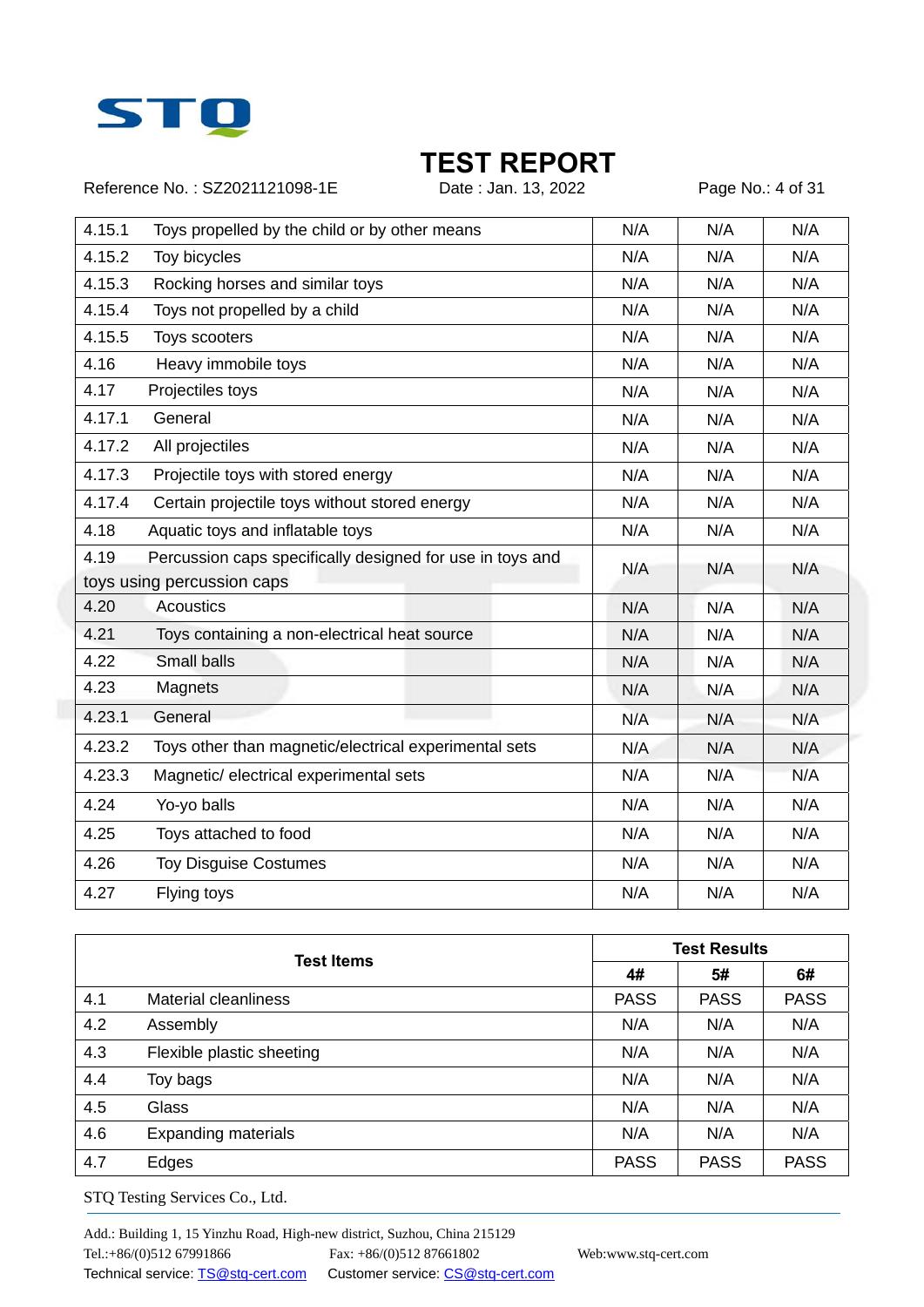| | | | |
|---|---|---|---|
| 4.15.1 Toys propelled by the child or by other means | N/A | N/A | N/A |
| 4.15.2 Toy bicycles | N/A | N/A | N/A |
| 4.15.3 Rocking horses and similar toys | N/A | N/A | N/A |
| 4.15.4 Toys not propelled by a child | N/A | N/A | N/A |
| 4.15.5 Toys scooters | N/A | N/A | N/A |
| 4.16 Heavy immobile toys | N/A | N/A | N/A |
| 4.17 Projectiles toys | N/A | N/A | N/A |
| 4.17.1 General | N/A | N/A | N/A |
| 4.17.2 All projectiles | N/A | N/A | N/A |
| 4.17.3 Projectile toys with stored energy | N/A | N/A | N/A |
| 4.17.4 Certain projectile toys without stored energy | N/A | N/A | N/A |
| 4.18 Aquatic toys and inflatable toys | N/A | N/A | N/A |
| 4.19 Percussion caps specifically designed for use in toys and toys using percussion caps | N/A | N/A | N/A |
| 4.20 Acoustics | N/A | N/A | N/A |
| 4.21 Toys containing a non-electrical heat source | N/A | N/A | N/A |
| 4.22 Small balls | N/A | N/A | N/A |
| 4.23 Magnets | N/A | N/A | N/A |
| 4.23.1 General | N/A | N/A | N/A |
| 4.23.2 Toys other than magnetic/electrical experimental sets | N/A | N/A | N/A |
| 4.23.3 Magnetic/ electrical experimental sets | N/A | N/A | N/A |
| 4.24 Yo-yo balls | N/A | N/A | N/A |
| 4.25 Toys attached to food | N/A | N/A | N/A |
| 4.26 Toy Disguise Costumes | N/A | N/A | N/A |
| 4.27 Flying toys | N/A | N/A | N/A |

| **Test Items** | **Test Results** | | |
|---|---|---|---|
| | **4#** | **5#** | **6#** |
| 4.1 Material cleanliness | PASS | PASS | PASS |
| 4.2 Assembly | N/A | N/A | N/A |
| 4.3 Flexible plastic sheeting | N/A | N/A | N/A |
| 4.4 Toy bags | N/A | N/A | N/A |
| 4.5 Glass | N/A | N/A | N/A |
| 4.6 Expanding materials | N/A | N/A | N/A |
| 4.7 Edges | PASS | PASS | PASS |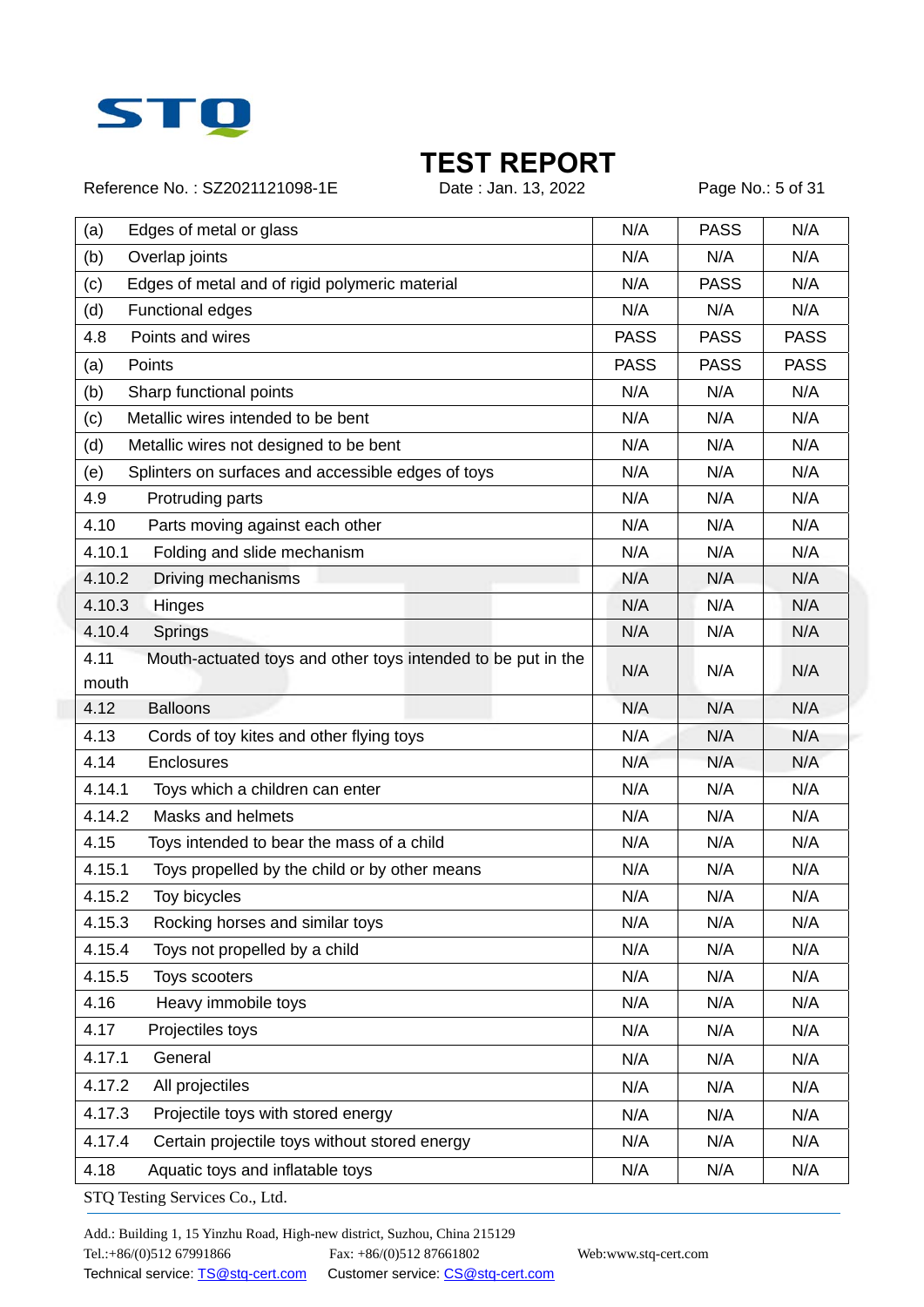| | | | |
|---|---|---|---|
| (a) Edges of metal or glass | N/A | PASS | N/A |
| (b) Overlap joints | N/A | N/A | N/A |
| (c) Edges of metal and of rigid polymeric material | N/A | PASS | N/A |
| (d) Functional edges | N/A | N/A | N/A |
| 4.8 Points and wires | PASS | PASS | PASS |
| (a) Points | PASS | PASS | PASS |
| (b) Sharp functional points | N/A | N/A | N/A |
| (c) Metallic wires intended to be bent | N/A | N/A | N/A |
| (d) Metallic wires not designed to be bent | N/A | N/A | N/A |
| (e) Splinters on surfaces and accessible edges of toys | N/A | N/A | N/A |
| 4.9 Protruding parts | N/A | N/A | N/A |
| 4.10 Parts moving against each other | N/A | N/A | N/A |
| 4.10.1 Folding and slide mechanism | N/A | N/A | N/A |
| 4.10.2 Driving mechanisms | N/A | N/A | N/A |
| 4.10.3 Hinges | N/A | N/A | N/A |
| 4.10.4 Springs | N/A | N/A | N/A |
| 4.11 Mouth-actuated toys and other toys intended to be put in the mouth | N/A | N/A | N/A |
| 4.12 Balloons | N/A | N/A | N/A |
| 4.13 Cords of toy kites and other flying toys | N/A | N/A | N/A |
| 4.14 Enclosures | N/A | N/A | N/A |
| 4.14.1 Toys which a children can enter | N/A | N/A | N/A |
| 4.14.2 Masks and helmets | N/A | N/A | N/A |
| 4.15 Toys intended to bear the mass of a child | N/A | N/A | N/A |
| 4.15.1 Toys propelled by the child or by other means | N/A | N/A | N/A |
| 4.15.2 Toy bicycles | N/A | N/A | N/A |
| 4.15.3 Rocking horses and similar toys | N/A | N/A | N/A |
| 4.15.4 Toys not propelled by a child | N/A | N/A | N/A |
| 4.15.5 Toys scooters | N/A | N/A | N/A |
| 4.16 Heavy immobile toys | N/A | N/A | N/A |
| 4.17 Projectiles toys | N/A | N/A | N/A |
| 4.17.1 General | N/A | N/A | N/A |
| 4.17.2 All projectiles | N/A | N/A | N/A |
| 4.17.3 Projectile toys with stored energy | N/A | N/A | N/A |
| 4.17.4 Certain projectile toys without stored energy | N/A | N/A | N/A |
| 4.18 Aquatic toys and inflatable toys | N/A | N/A | N/A |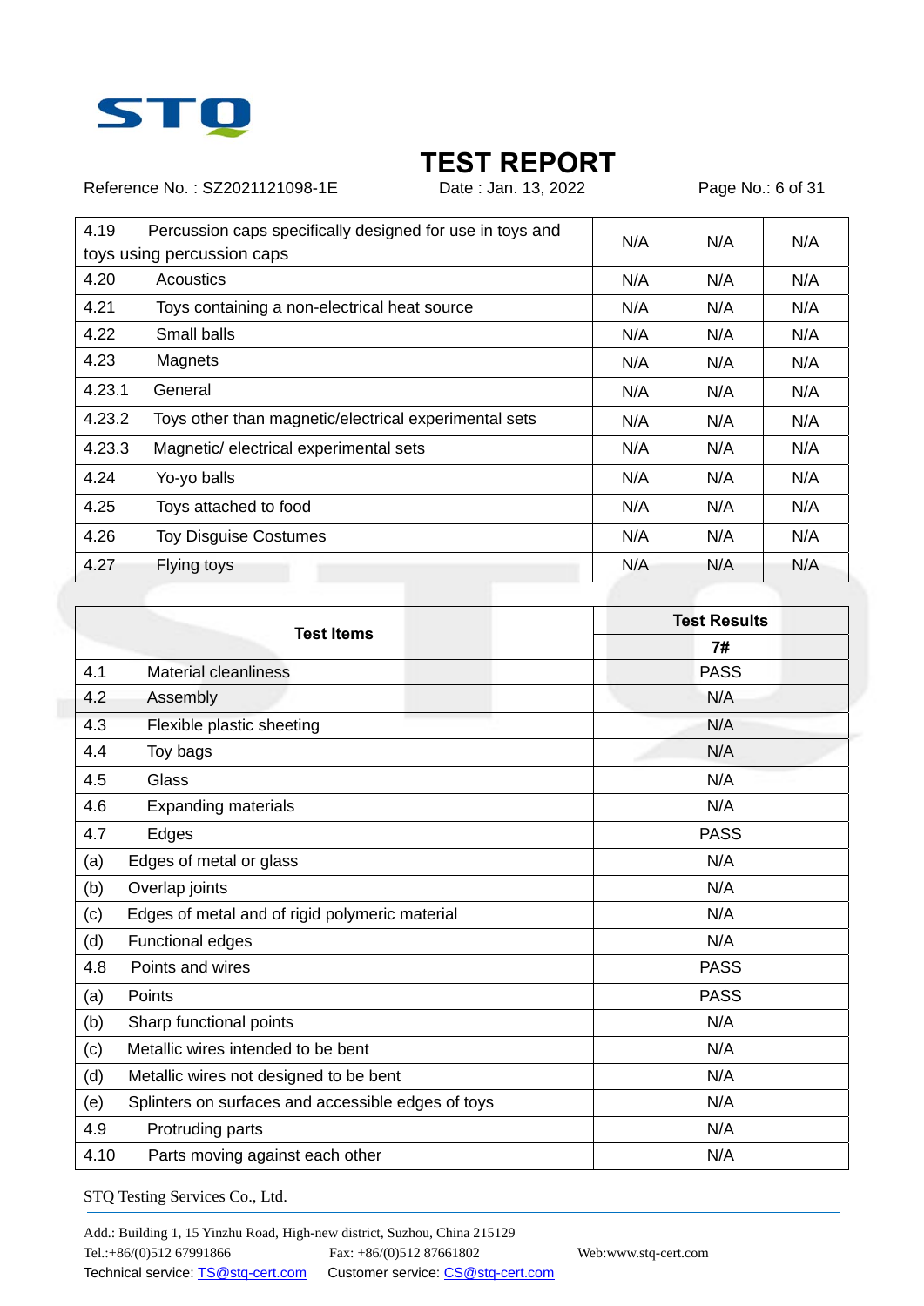# TEST REPORT

Reference No. : SZ2021121098-1E    Date : Jan. 13, 2022

| | | | |
|---|---|---|---|
| 4.19 Percussion caps specifically designed for use in toys and toys using percussion caps | N/A | N/A | N/A |
| 4.20 Acoustics | N/A | N/A | N/A |
| 4.21 Toys containing a non-electrical heat source | N/A | N/A | N/A |
| 4.22 Small balls | N/A | N/A | N/A |
| 4.23 Magnets | N/A | N/A | N/A |
| 4.23.1 General | N/A | N/A | N/A |
| 4.23.2 Toys other than magnetic/electrical experimental sets | N/A | N/A | N/A |
| 4.23.3 Magnetic/ electrical experimental sets | N/A | N/A | N/A |
| 4.24 Yo-yo balls | N/A | N/A | N/A |
| 4.25 Toys attached to food | N/A | N/A | N/A |
| 4.26 Toy Disguise Costumes | N/A | N/A | N/A |
| 4.27 Flying toys | N/A | N/A | N/A |

| Test Items | Test Results |
|---|---|
| | 7# |
| 4.1 Material cleanliness | PASS |
| 4.2 Assembly | N/A |
| 4.3 Flexible plastic sheeting | N/A |
| 4.4 Toy bags | N/A |
| 4.5 Glass | N/A |
| 4.6 Expanding materials | N/A |
| 4.7 Edges | PASS |
| (a) Edges of metal or glass | N/A |
| (b) Overlap joints | N/A |
| (c) Edges of metal and of rigid polymeric material | N/A |
| (d) Functional edges | N/A |
| 4.8 Points and wires | PASS |
| (a) Points | PASS |
| (b) Sharp functional points | N/A |
| (c) Metallic wires intended to be bent | N/A |
| (d) Metallic wires not designed to be bent | N/A |
| (e) Splinters on surfaces and accessible edges of toys | N/A |
| 4.9 Protruding parts | N/A |
| 4.10 Parts moving against each other | N/A |

STQ Testing Services Co., Ltd.

Add.: Building 1, 15 Yinzhu Road, High-new district, Suzhou, China 215129
Tel.:+86/(0)512 67991866    Fax: +86/(0)512 87661802    Web:www.stq-cert.com
Technical service: TS@stq-cert.com    Customer service: CS@stq-cert.com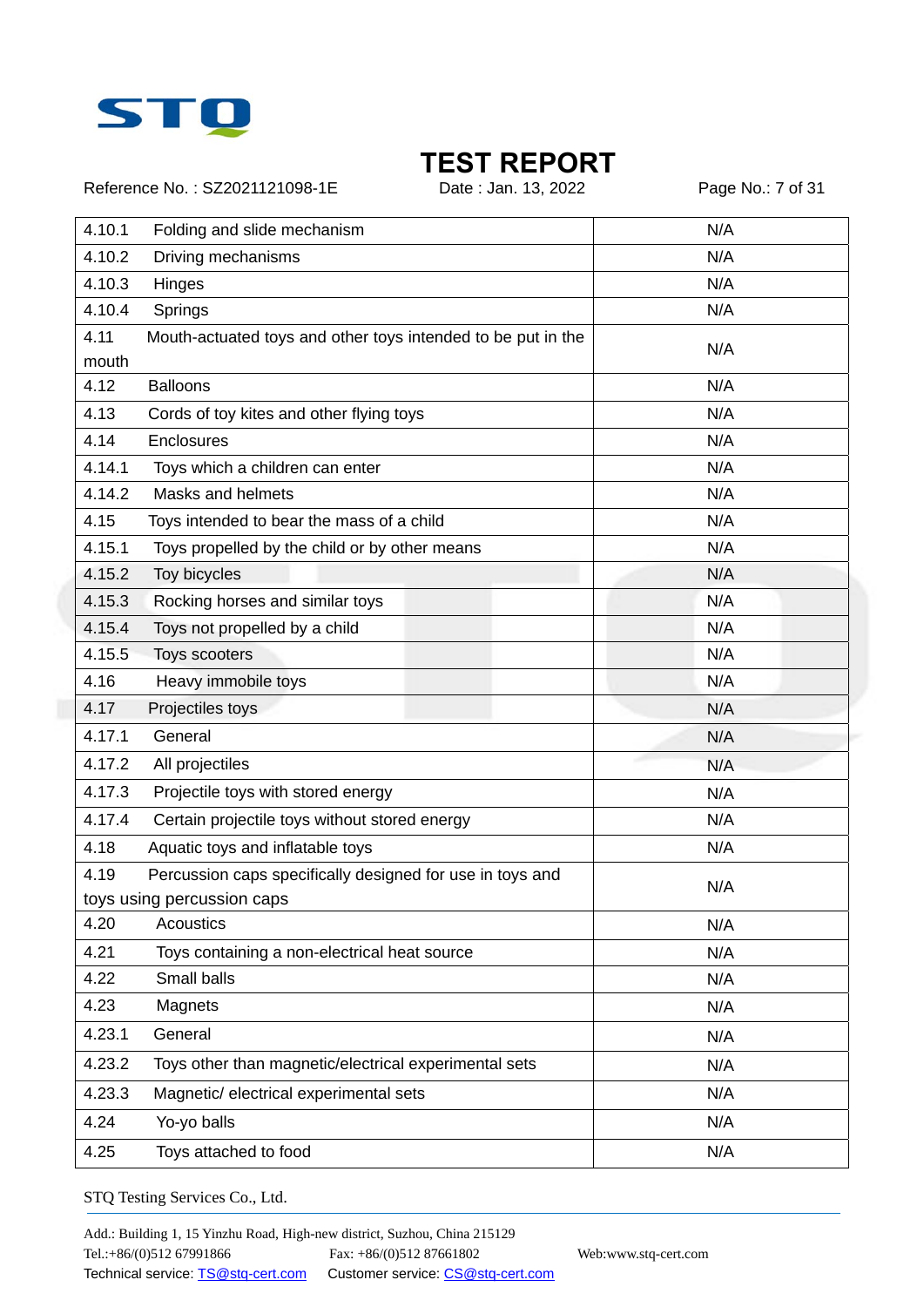| 4.10.1 Folding and slide mechanism | N/A |
|---|---|
| 4.10.2 Driving mechanisms | N/A |
| 4.10.3 Hinges | N/A |
| 4.10.4 Springs | N/A |
| 4.11 Mouth-actuated toys and other toys intended to be put in the mouth | N/A |
| 4.12 Balloons | N/A |
| 4.13 Cords of toy kites and other flying toys | N/A |
| 4.14 Enclosures | N/A |
| 4.14.1 Toys which a children can enter | N/A |
| 4.14.2 Masks and helmets | N/A |
| 4.15 Toys intended to bear the mass of a child | N/A |
| 4.15.1 Toys propelled by the child or by other means | N/A |
| 4.15.2 Toy bicycles | N/A |
| 4.15.3 Rocking horses and similar toys | N/A |
| 4.15.4 Toys not propelled by a child | N/A |
| 4.15.5 Toys scooters | N/A |
| 4.16 Heavy immobile toys | N/A |
| 4.17 Projectiles toys | N/A |
| 4.17.1 General | N/A |
| 4.17.2 All projectiles | N/A |
| 4.17.3 Projectile toys with stored energy | N/A |
| 4.17.4 Certain projectile toys without stored energy | N/A |
| 4.18 Aquatic toys and inflatable toys | N/A |
| 4.19 Percussion caps specifically designed for use in toys and toys using percussion caps | N/A |
| 4.20 Acoustics | N/A |
| 4.21 Toys containing a non-electrical heat source | N/A |
| 4.22 Small balls | N/A |
| 4.23 Magnets | N/A |
| 4.23.1 General | N/A |
| 4.23.2 Toys other than magnetic/electrical experimental sets | N/A |
| 4.23.3 Magnetic/ electrical experimental sets | N/A |
| 4.24 Yo-yo balls | N/A |
| 4.25 Toys attached to food | N/A |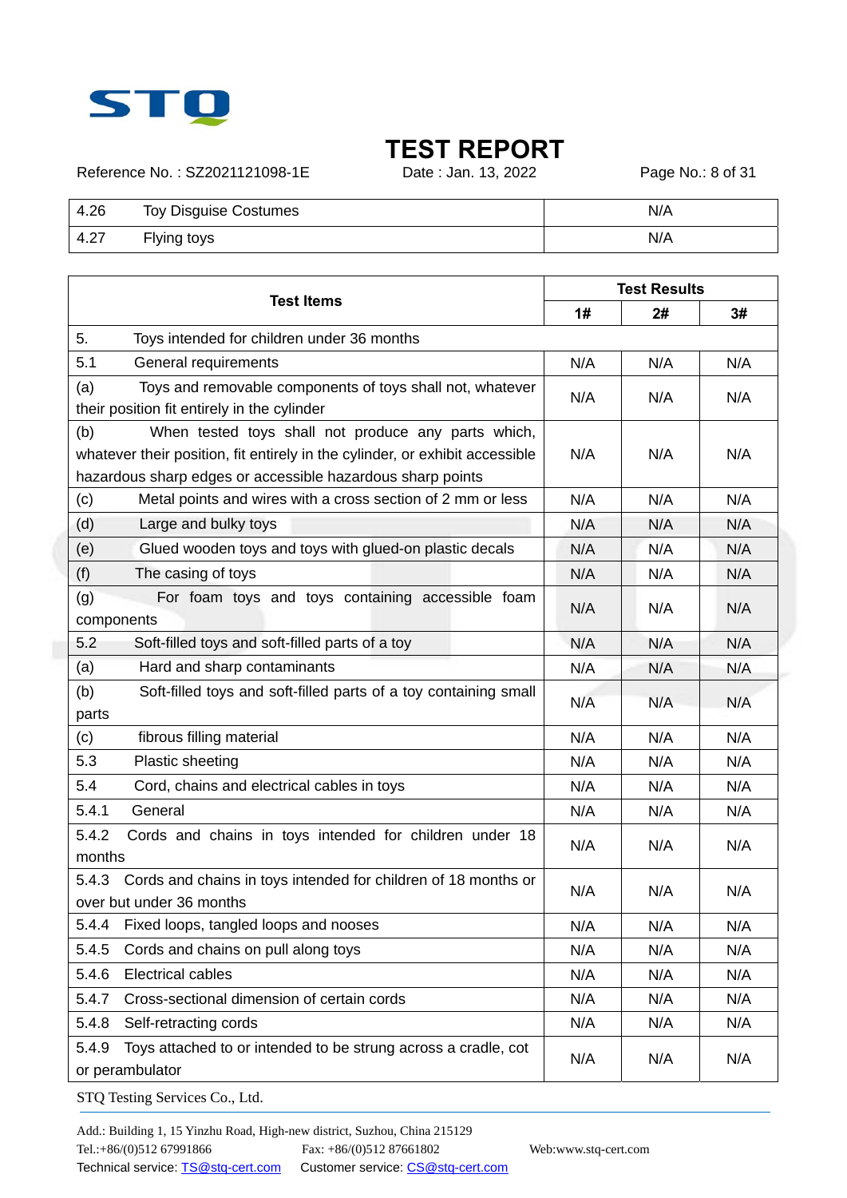| 4.26 Toy Disguise Costumes | N/A |
|---|---|
| 4.27 Flying toys | N/A |

| Test Items | Test Results | | |
|---|---|---|---|
| | 1# | 2# | 3# |
| 5. Toys intended for children under 36 months | | | |
| 5.1 General requirements | N/A | N/A | N/A |
| (a) Toys and removable components of toys shall not, whatever their position fit entirely in the cylinder | N/A | N/A | N/A |
| (b) When tested toys shall not produce any parts which, whatever their position, fit entirely in the cylinder, or exhibit accessible hazardous sharp edges or accessible hazardous sharp points | N/A | N/A | N/A |
| (c) Metal points and wires with a cross section of 2 mm or less | N/A | N/A | N/A |
| (d) Large and bulky toys | N/A | N/A | N/A |
| (e) Glued wooden toys and toys with glued-on plastic decals | N/A | N/A | N/A |
| (f) The casing of toys | N/A | N/A | N/A |
| (g) For foam toys and toys containing accessible foam components | N/A | N/A | N/A |
| 5.2 Soft-filled toys and soft-filled parts of a toy | N/A | N/A | N/A |
| (a) Hard and sharp contaminants | N/A | N/A | N/A |
| (b) Soft-filled toys and soft-filled parts of a toy containing small parts | N/A | N/A | N/A |
| (c) fibrous filling material | N/A | N/A | N/A |
| 5.3 Plastic sheeting | N/A | N/A | N/A |
| 5.4 Cord, chains and electrical cables in toys | N/A | N/A | N/A |
| 5.4.1 General | N/A | N/A | N/A |
| 5.4.2 Cords and chains in toys intended for children under 18 months | N/A | N/A | N/A |
| 5.4.3 Cords and chains in toys intended for children of 18 months or over but under 36 months | N/A | N/A | N/A |
| 5.4.4 Fixed loops, tangled loops and nooses | N/A | N/A | N/A |
| 5.4.5 Cords and chains on pull along toys | N/A | N/A | N/A |
| 5.4.6 Electrical cables | N/A | N/A | N/A |
| 5.4.7 Cross-sectional dimension of certain cords | N/A | N/A | N/A |
| 5.4.8 Self-retracting cords | N/A | N/A | N/A |
| 5.4.9 Toys attached to or intended to be strung across a cradle, cot or perambulator | N/A | N/A | N/A |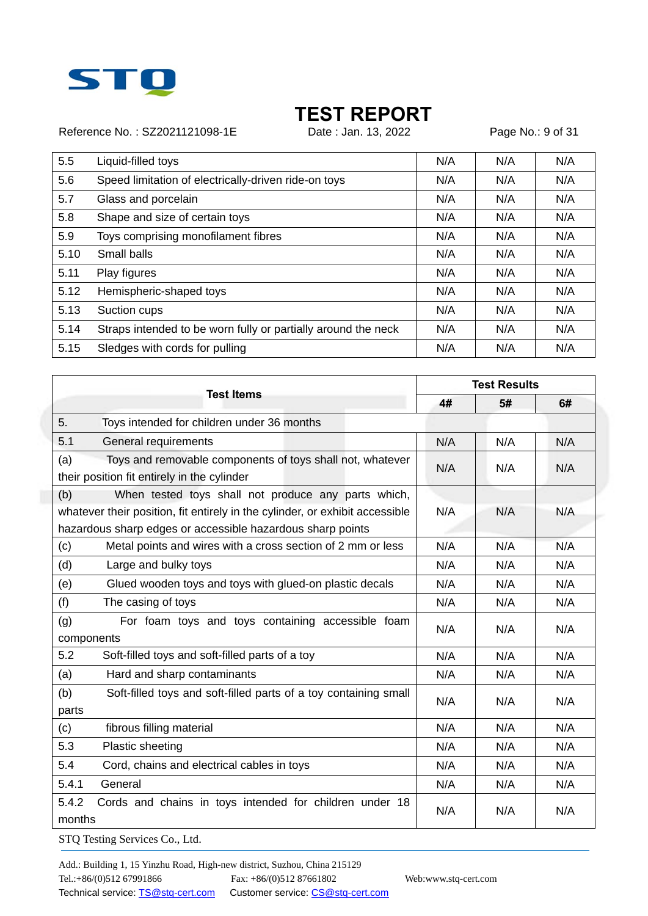# TEST REPORT

Reference No. : SZ2021121098-1E　　Date : Jan. 13, 2022

| | | | | |
|---|---|---|---|---|
| 5.5 | Liquid-filled toys | N/A | N/A | N/A |
| 5.6 | Speed limitation of electrically-driven ride-on toys | N/A | N/A | N/A |
| 5.7 | Glass and porcelain | N/A | N/A | N/A |
| 5.8 | Shape and size of certain toys | N/A | N/A | N/A |
| 5.9 | Toys comprising monofilament fibres | N/A | N/A | N/A |
| 5.10 | Small balls | N/A | N/A | N/A |
| 5.11 | Play figures | N/A | N/A | N/A |
| 5.12 | Hemispheric-shaped toys | N/A | N/A | N/A |
| 5.13 | Suction cups | N/A | N/A | N/A |
| 5.14 | Straps intended to be worn fully or partially around the neck | N/A | N/A | N/A |
| 5.15 | Sledges with cords for pulling | N/A | N/A | N/A |

| **Test Items** | **Test Results** | | |
|---|---|---|---|
| | **4#** | **5#** | **6#** |
| 5. Toys intended for children under 36 months | | | |
| 5.1 General requirements | N/A | N/A | N/A |
| (a) Toys and removable components of toys shall not, whatever their position fit entirely in the cylinder | N/A | N/A | N/A |
| (b) When tested toys shall not produce any parts which, whatever their position, fit entirely in the cylinder, or exhibit accessible hazardous sharp edges or accessible hazardous sharp points | N/A | N/A | N/A |
| (c) Metal points and wires with a cross section of 2 mm or less | N/A | N/A | N/A |
| (d) Large and bulky toys | N/A | N/A | N/A |
| (e) Glued wooden toys and toys with glued-on plastic decals | N/A | N/A | N/A |
| (f) The casing of toys | N/A | N/A | N/A |
| (g) For foam toys and toys containing accessible foam components | N/A | N/A | N/A |
| 5.2 Soft-filled toys and soft-filled parts of a toy | N/A | N/A | N/A |
| (a) Hard and sharp contaminants | N/A | N/A | N/A |
| (b) Soft-filled toys and soft-filled parts of a toy containing small parts | N/A | N/A | N/A |
| (c) fibrous filling material | N/A | N/A | N/A |
| 5.3 Plastic sheeting | N/A | N/A | N/A |
| 5.4 Cord, chains and electrical cables in toys | N/A | N/A | N/A |
| 5.4.1 General | N/A | N/A | N/A |
| 5.4.2 Cords and chains in toys intended for children under 18 months | N/A | N/A | N/A |

STQ Testing Services Co., Ltd.

Add.: Building 1, 15 Yinzhu Road, High-new district, Suzhou, China 215129
Tel.:+86/(0)512 67991866　　Fax: +86/(0)512 87661802　　Web:www.stq-cert.com
Technical service: TS@stq-cert.com　　Customer service: CS@stq-cert.com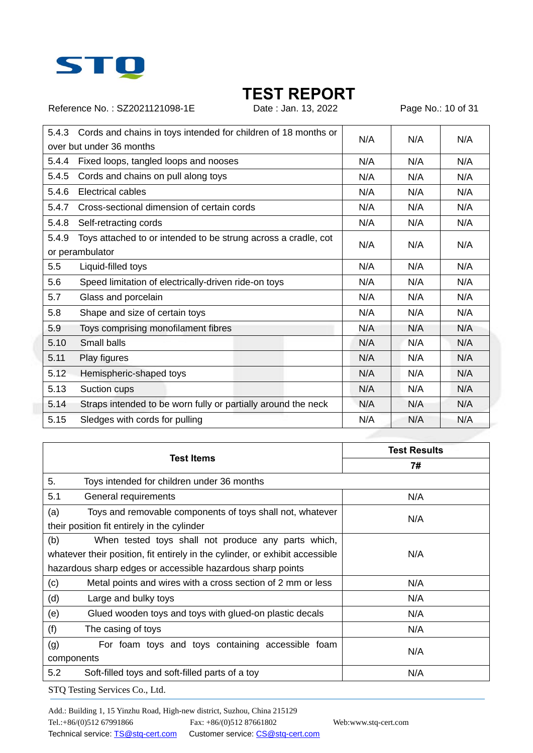| | | | |
|---|---|---|---|
| 5.4.3 Cords and chains in toys intended for children of 18 months or over but under 36 months | N/A | N/A | N/A |
| 5.4.4 Fixed loops, tangled loops and nooses | N/A | N/A | N/A |
| 5.4.5 Cords and chains on pull along toys | N/A | N/A | N/A |
| 5.4.6 Electrical cables | N/A | N/A | N/A |
| 5.4.7 Cross-sectional dimension of certain cords | N/A | N/A | N/A |
| 5.4.8 Self-retracting cords | N/A | N/A | N/A |
| 5.4.9 Toys attached to or intended to be strung across a cradle, cot or perambulator | N/A | N/A | N/A |
| 5.5 Liquid-filled toys | N/A | N/A | N/A |
| 5.6 Speed limitation of electrically-driven ride-on toys | N/A | N/A | N/A |
| 5.7 Glass and porcelain | N/A | N/A | N/A |
| 5.8 Shape and size of certain toys | N/A | N/A | N/A |
| 5.9 Toys comprising monofilament fibres | N/A | N/A | N/A |
| 5.10 Small balls | N/A | N/A | N/A |
| 5.11 Play figures | N/A | N/A | N/A |
| 5.12 Hemispheric-shaped toys | N/A | N/A | N/A |
| 5.13 Suction cups | N/A | N/A | N/A |
| 5.14 Straps intended to be worn fully or partially around the neck | N/A | N/A | N/A |
| 5.15 Sledges with cords for pulling | N/A | N/A | N/A |

| Test Items | Test Results |
|---|---|
| | 7# |
| 5. Toys intended for children under 36 months | |
| 5.1 General requirements | N/A |
| (a) Toys and removable components of toys shall not, whatever their position fit entirely in the cylinder | N/A |
| (b) When tested toys shall not produce any parts which, whatever their position, fit entirely in the cylinder, or exhibit accessible hazardous sharp edges or accessible hazardous sharp points | N/A |
| (c) Metal points and wires with a cross section of 2 mm or less | N/A |
| (d) Large and bulky toys | N/A |
| (e) Glued wooden toys and toys with glued-on plastic decals | N/A |
| (f) The casing of toys | N/A |
| (g) For foam toys and toys containing accessible foam components | N/A |
| 5.2 Soft-filled toys and soft-filled parts of a toy | N/A |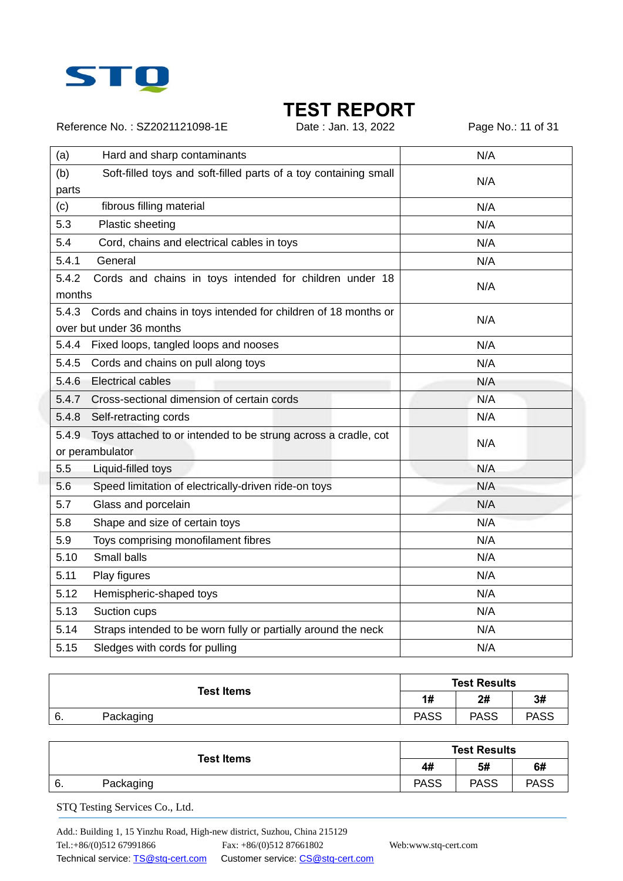| | |
|---|---|
| (a) Hard and sharp contaminants | N/A |
| (b) Soft-filled toys and soft-filled parts of a toy containing small parts | N/A |
| (c) fibrous filling material | N/A |
| 5.3 Plastic sheeting | N/A |
| 5.4 Cord, chains and electrical cables in toys | N/A |
| 5.4.1 General | N/A |
| 5.4.2 Cords and chains in toys intended for children under 18 months | N/A |
| 5.4.3 Cords and chains in toys intended for children of 18 months or over but under 36 months | N/A |
| 5.4.4 Fixed loops, tangled loops and nooses | N/A |
| 5.4.5 Cords and chains on pull along toys | N/A |
| 5.4.6 Electrical cables | N/A |
| 5.4.7 Cross-sectional dimension of certain cords | N/A |
| 5.4.8 Self-retracting cords | N/A |
| 5.4.9 Toys attached to or intended to be strung across a cradle, cot or perambulator | N/A |
| 5.5 Liquid-filled toys | N/A |
| 5.6 Speed limitation of electrically-driven ride-on toys | N/A |
| 5.7 Glass and porcelain | N/A |
| 5.8 Shape and size of certain toys | N/A |
| 5.9 Toys comprising monofilament fibres | N/A |
| 5.10 Small balls | N/A |
| 5.11 Play figures | N/A |
| 5.12 Hemispheric-shaped toys | N/A |
| 5.13 Suction cups | N/A |
| 5.14 Straps intended to be worn fully or partially around the neck | N/A |
| 5.15 Sledges with cords for pulling | N/A |

| Test Items | Test Results | | |
|---|---|---|---|
| | 1# | 2# | 3# |
| 6. Packaging | PASS | PASS | PASS |

| Test Items | Test Results | | |
|---|---|---|---|
| | 4# | 5# | 6# |
| 6. Packaging | PASS | PASS | PASS |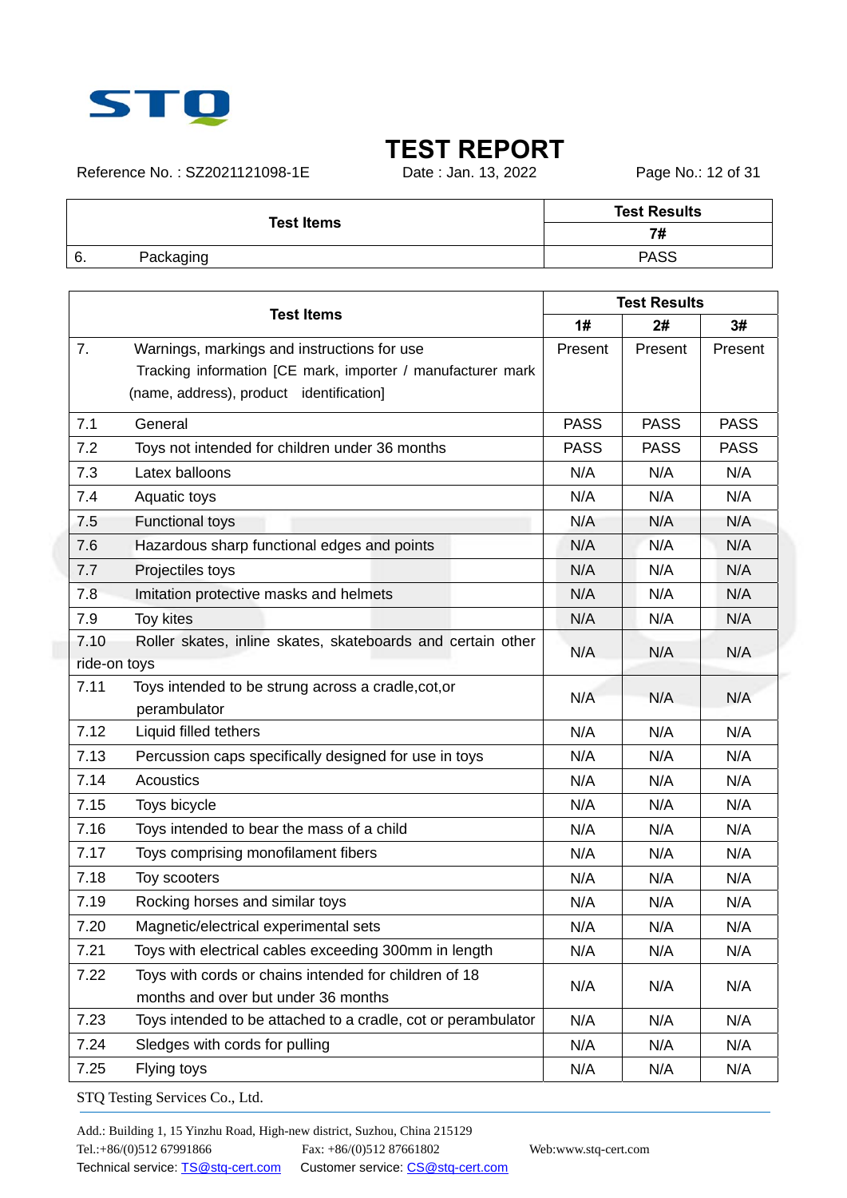# TEST REPORT

Reference No. : SZ2021121098-1E　　Date : Jan. 13, 2022

| Test Items | Test Results |
|---|---|
| | 7# |
| 6. Packaging | PASS |

| Test Items | Test Results | | |
|---|---|---|---|
| | 1# | 2# | 3# |
| 7. Warnings, markings and instructions for use<br>Tracking information [CE mark, importer / manufacturer mark (name, address), product identification] | Present | Present | Present |
| 7.1 General | PASS | PASS | PASS |
| 7.2 Toys not intended for children under 36 months | PASS | PASS | PASS |
| 7.3 Latex balloons | N/A | N/A | N/A |
| 7.4 Aquatic toys | N/A | N/A | N/A |
| 7.5 Functional toys | N/A | N/A | N/A |
| 7.6 Hazardous sharp functional edges and points | N/A | N/A | N/A |
| 7.7 Projectiles toys | N/A | N/A | N/A |
| 7.8 Imitation protective masks and helmets | N/A | N/A | N/A |
| 7.9 Toy kites | N/A | N/A | N/A |
| 7.10 Roller skates, inline skates, skateboards and certain other ride-on toys | N/A | N/A | N/A |
| 7.11 Toys intended to be strung across a cradle,cot,or perambulator | N/A | N/A | N/A |
| 7.12 Liquid filled tethers | N/A | N/A | N/A |
| 7.13 Percussion caps specifically designed for use in toys | N/A | N/A | N/A |
| 7.14 Acoustics | N/A | N/A | N/A |
| 7.15 Toys bicycle | N/A | N/A | N/A |
| 7.16 Toys intended to bear the mass of a child | N/A | N/A | N/A |
| 7.17 Toys comprising monofilament fibers | N/A | N/A | N/A |
| 7.18 Toy scooters | N/A | N/A | N/A |
| 7.19 Rocking horses and similar toys | N/A | N/A | N/A |
| 7.20 Magnetic/electrical experimental sets | N/A | N/A | N/A |
| 7.21 Toys with electrical cables exceeding 300mm in length | N/A | N/A | N/A |
| 7.22 Toys with cords or chains intended for children of 18 months and over but under 36 months | N/A | N/A | N/A |
| 7.23 Toys intended to be attached to a cradle, cot or perambulator | N/A | N/A | N/A |
| 7.24 Sledges with cords for pulling | N/A | N/A | N/A |
| 7.25 Flying toys | N/A | N/A | N/A |

STQ Testing Services Co., Ltd.

Add.: Building 1, 15 Yinzhu Road, High-new district, Suzhou, China 215129
Tel.:+86/(0)512 67991866　　Fax: +86/(0)512 87661802　　Web:www.stq-cert.com
Technical service: TS@stq-cert.com　　Customer service: CS@stq-cert.com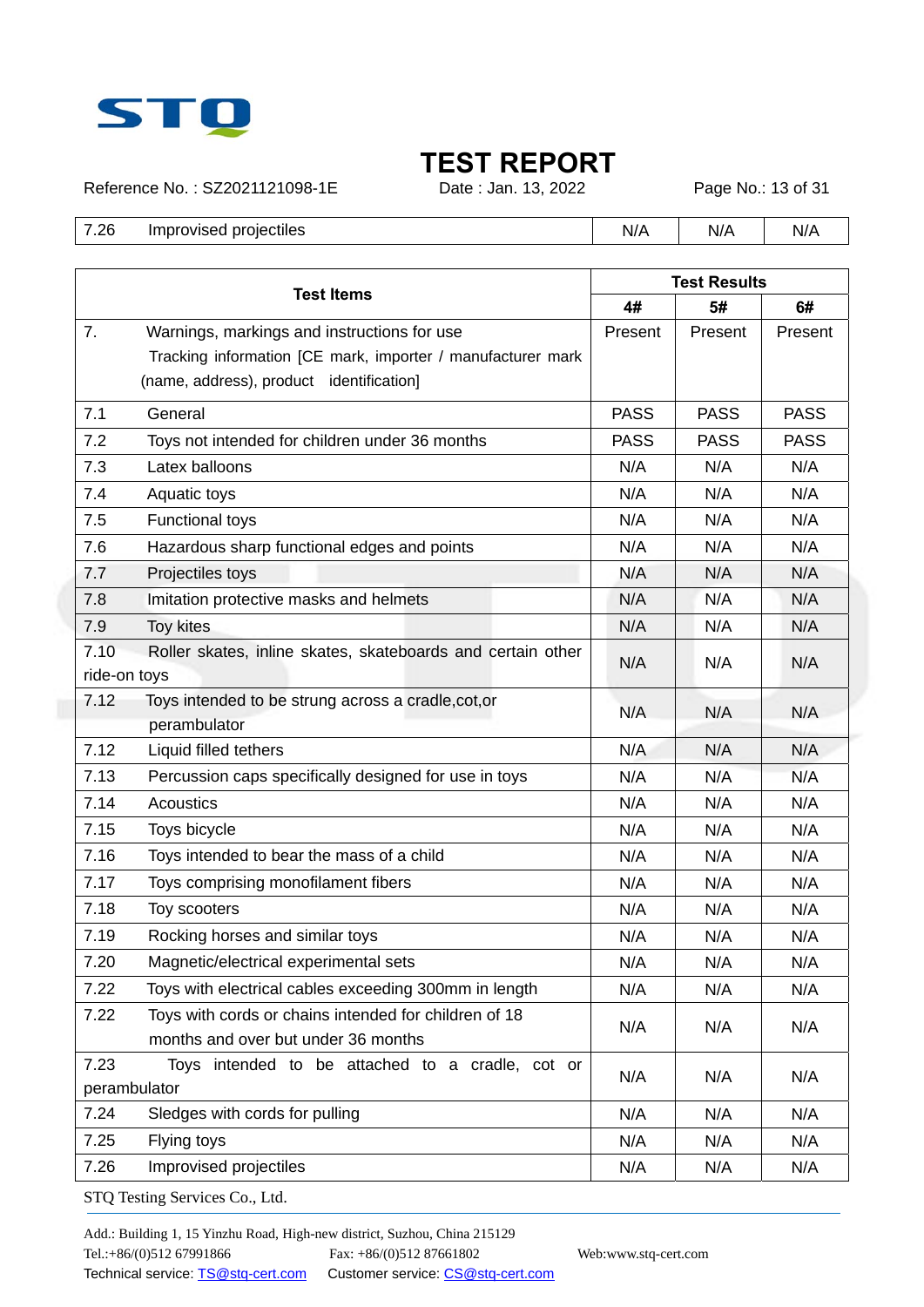| 7.26 | Improvised projectiles | N/A | N/A | N/A |
|---|---|---|---|---|

| Test Items | | Test Results | | |
|---|---|---|---|---|
| | | 4# | 5# | 6# |
| 7. | Warnings, markings and instructions for use<br>Tracking information [CE mark, importer / manufacturer mark (name, address), product identification] | Present | Present | Present |
| 7.1 | General | PASS | PASS | PASS |
| 7.2 | Toys not intended for children under 36 months | PASS | PASS | PASS |
| 7.3 | Latex balloons | N/A | N/A | N/A |
| 7.4 | Aquatic toys | N/A | N/A | N/A |
| 7.5 | Functional toys | N/A | N/A | N/A |
| 7.6 | Hazardous sharp functional edges and points | N/A | N/A | N/A |
| 7.7 | Projectiles toys | N/A | N/A | N/A |
| 7.8 | Imitation protective masks and helmets | N/A | N/A | N/A |
| 7.9 | Toy kites | N/A | N/A | N/A |
| 7.10 | Roller skates, inline skates, skateboards and certain other ride-on toys | N/A | N/A | N/A |
| 7.12 | Toys intended to be strung across a cradle,cot,or perambulator | N/A | N/A | N/A |
| 7.12 | Liquid filled tethers | N/A | N/A | N/A |
| 7.13 | Percussion caps specifically designed for use in toys | N/A | N/A | N/A |
| 7.14 | Acoustics | N/A | N/A | N/A |
| 7.15 | Toys bicycle | N/A | N/A | N/A |
| 7.16 | Toys intended to bear the mass of a child | N/A | N/A | N/A |
| 7.17 | Toys comprising monofilament fibers | N/A | N/A | N/A |
| 7.18 | Toy scooters | N/A | N/A | N/A |
| 7.19 | Rocking horses and similar toys | N/A | N/A | N/A |
| 7.20 | Magnetic/electrical experimental sets | N/A | N/A | N/A |
| 7.22 | Toys with electrical cables exceeding 300mm in length | N/A | N/A | N/A |
| 7.22 | Toys with cords or chains intended for children of 18 months and over but under 36 months | N/A | N/A | N/A |
| 7.23 | Toys intended to be attached to a cradle, cot or perambulator | N/A | N/A | N/A |
| 7.24 | Sledges with cords for pulling | N/A | N/A | N/A |
| 7.25 | Flying toys | N/A | N/A | N/A |
| 7.26 | Improvised projectiles | N/A | N/A | N/A |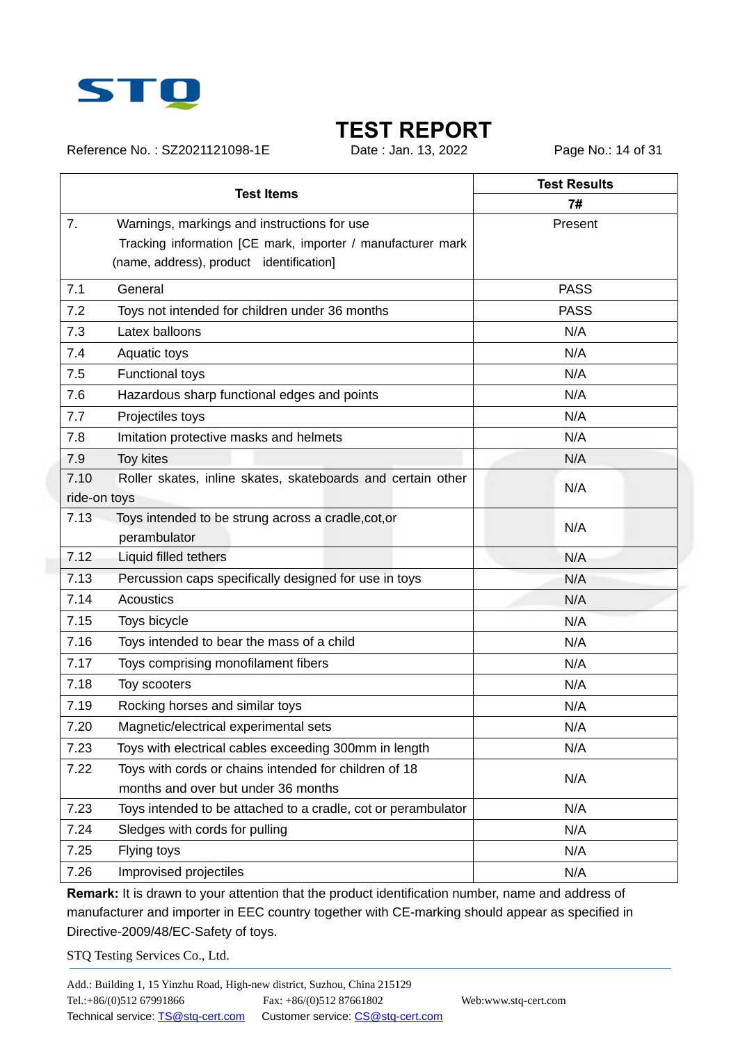# TEST REPORT

Reference No. : SZ2021121098-1E　　Date : Jan. 13, 2022

| Test Items | Test Results |
|---|---|
| | 7# |
| 7. Warnings, markings and instructions for use<br>Tracking information [CE mark, importer / manufacturer mark (name, address), product identification] | Present |
| 7.1 General | PASS |
| 7.2 Toys not intended for children under 36 months | PASS |
| 7.3 Latex balloons | N/A |
| 7.4 Aquatic toys | N/A |
| 7.5 Functional toys | N/A |
| 7.6 Hazardous sharp functional edges and points | N/A |
| 7.7 Projectiles toys | N/A |
| 7.8 Imitation protective masks and helmets | N/A |
| 7.9 Toy kites | N/A |
| 7.10 Roller skates, inline skates, skateboards and certain other ride-on toys | N/A |
| 7.13 Toys intended to be strung across a cradle,cot,or perambulator | N/A |
| 7.12 Liquid filled tethers | N/A |
| 7.13 Percussion caps specifically designed for use in toys | N/A |
| 7.14 Acoustics | N/A |
| 7.15 Toys bicycle | N/A |
| 7.16 Toys intended to bear the mass of a child | N/A |
| 7.17 Toys comprising monofilament fibers | N/A |
| 7.18 Toy scooters | N/A |
| 7.19 Rocking horses and similar toys | N/A |
| 7.20 Magnetic/electrical experimental sets | N/A |
| 7.23 Toys with electrical cables exceeding 300mm in length | N/A |
| 7.22 Toys with cords or chains intended for children of 18 months and over but under 36 months | N/A |
| 7.23 Toys intended to be attached to a cradle, cot or perambulator | N/A |
| 7.24 Sledges with cords for pulling | N/A |
| 7.25 Flying toys | N/A |
| 7.26 Improvised projectiles | N/A |

**Remark:** It is drawn to your attention that the product identification number, name and address of manufacturer and importer in EEC country together with CE-marking should appear as specified in Directive-2009/48/EC-Safety of toys.

STQ Testing Services Co., Ltd.

Add.: Building 1, 15 Yinzhu Road, High-new district, Suzhou, China 215129
Tel.:+86/(0)512 67991866　　Fax: +86/(0)512 87661802　　Web:www.stq-cert.com
Technical service: TS@stq-cert.com　　Customer service: CS@stq-cert.com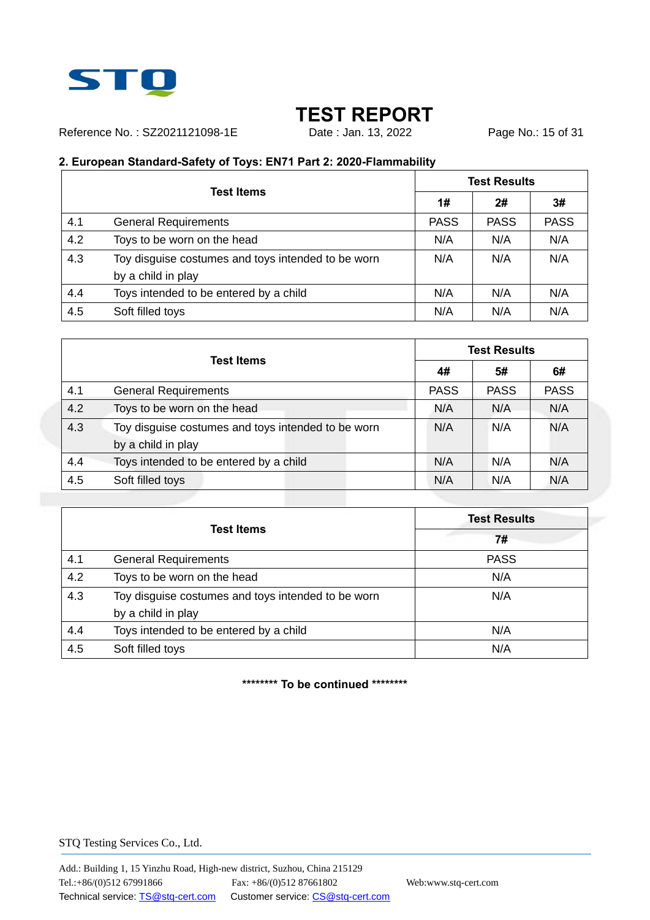## TEST REPORT

Reference No. : SZ2021121098-1E Date : Jan. 13, 2022

**2. European Standard-Safety of Toys: EN71 Part 2: 2020-Flammability**

| | Test Items | Test Results | | |
|---|---|---|---|---|
| | | **1#** | **2#** | **3#** |
| 4.1 | General Requirements | PASS | PASS | PASS |
| 4.2 | Toys to be worn on the head | N/A | N/A | N/A |
| 4.3 | Toy disguise costumes and toys intended to be worn by a child in play | N/A | N/A | N/A |
| 4.4 | Toys intended to be entered by a child | N/A | N/A | N/A |
| 4.5 | Soft filled toys | N/A | N/A | N/A |

| | Test Items | Test Results | | |
|---|---|---|---|---|
| | | **4#** | **5#** | **6#** |
| 4.1 | General Requirements | PASS | PASS | PASS |
| 4.2 | Toys to be worn on the head | N/A | N/A | N/A |
| 4.3 | Toy disguise costumes and toys intended to be worn by a child in play | N/A | N/A | N/A |
| 4.4 | Toys intended to be entered by a child | N/A | N/A | N/A |
| 4.5 | Soft filled toys | N/A | N/A | N/A |

| | Test Items | Test Results |
|---|---|---|
| | | **7#** |
| 4.1 | General Requirements | PASS |
| 4.2 | Toys to be worn on the head | N/A |
| 4.3 | Toy disguise costumes and toys intended to be worn by a child in play | N/A |
| 4.4 | Toys intended to be entered by a child | N/A |
| 4.5 | Soft filled toys | N/A |

******** **To be continued** ********

STQ Testing Services Co., Ltd.

Add.: Building 1, 15 Yinzhu Road, High-new district, Suzhou, China 215129
Tel.:+86/(0)512 67991866 Fax: +86/(0)512 87661802 Web:www.stq-cert.com
Technical service: TS@stq-cert.com Customer service: CS@stq-cert.com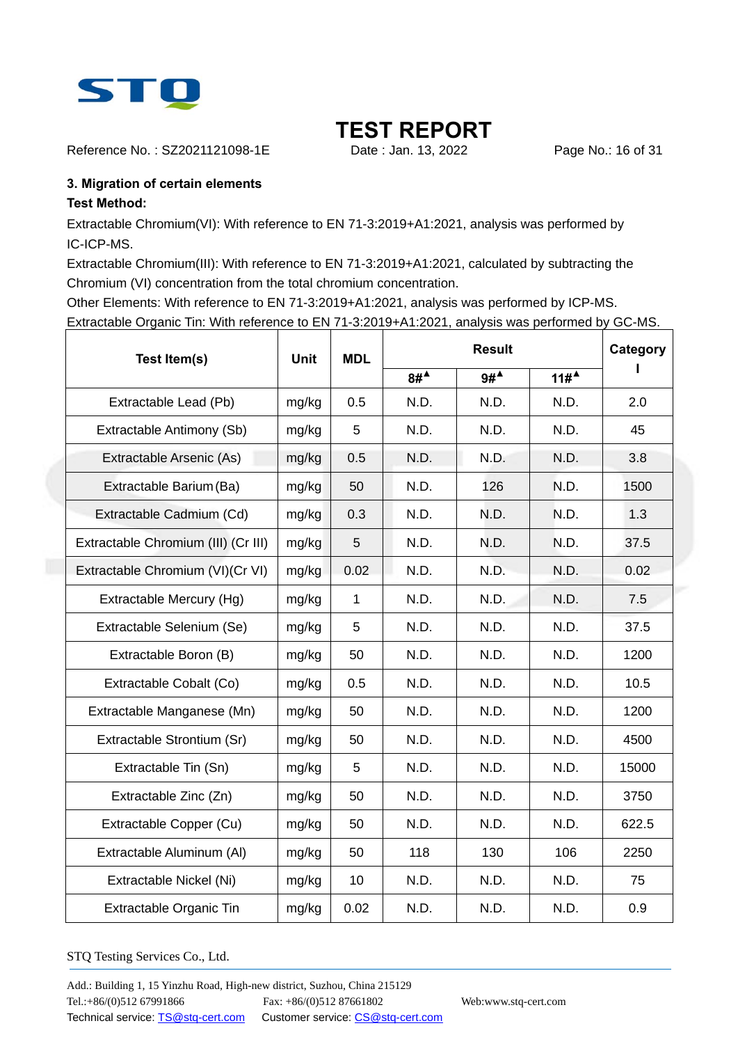# TEST REPORT

Reference No. : SZ2021121098-1E    Date : Jan. 13, 2022

### 3. Migration of certain elements

**Test Method:**

Extractable Chromium(VI): With reference to EN 71-3:2019+A1:2021, analysis was performed by IC-ICP-MS.

Extractable Chromium(III): With reference to EN 71-3:2019+A1:2021, calculated by subtracting the Chromium (VI) concentration from the total chromium concentration.

Other Elements: With reference to EN 71-3:2019+A1:2021, analysis was performed by ICP-MS.

Extractable Organic Tin: With reference to EN 71-3:2019+A1:2021, analysis was performed by GC-MS.

| Test Item(s) | Unit | MDL | Result | | | Category I |
|---|---|---|---|---|---|---|
| | | | 8#▲ | 9#▲ | 11#▲ | |
| Extractable Lead (Pb) | mg/kg | 0.5 | N.D. | N.D. | N.D. | 2.0 |
| Extractable Antimony (Sb) | mg/kg | 5 | N.D. | N.D. | N.D. | 45 |
| Extractable Arsenic (As) | mg/kg | 0.5 | N.D. | N.D. | N.D. | 3.8 |
| Extractable Barium (Ba) | mg/kg | 50 | N.D. | 126 | N.D. | 1500 |
| Extractable Cadmium (Cd) | mg/kg | 0.3 | N.D. | N.D. | N.D. | 1.3 |
| Extractable Chromium (III) (Cr III) | mg/kg | 5 | N.D. | N.D. | N.D. | 37.5 |
| Extractable Chromium (VI)(Cr VI) | mg/kg | 0.02 | N.D. | N.D. | N.D. | 0.02 |
| Extractable Mercury (Hg) | mg/kg | 1 | N.D. | N.D. | N.D. | 7.5 |
| Extractable Selenium (Se) | mg/kg | 5 | N.D. | N.D. | N.D. | 37.5 |
| Extractable Boron (B) | mg/kg | 50 | N.D. | N.D. | N.D. | 1200 |
| Extractable Cobalt (Co) | mg/kg | 0.5 | N.D. | N.D. | N.D. | 10.5 |
| Extractable Manganese (Mn) | mg/kg | 50 | N.D. | N.D. | N.D. | 1200 |
| Extractable Strontium (Sr) | mg/kg | 50 | N.D. | N.D. | N.D. | 4500 |
| Extractable Tin (Sn) | mg/kg | 5 | N.D. | N.D. | N.D. | 15000 |
| Extractable Zinc (Zn) | mg/kg | 50 | N.D. | N.D. | N.D. | 3750 |
| Extractable Copper (Cu) | mg/kg | 50 | N.D. | N.D. | N.D. | 622.5 |
| Extractable Aluminum (Al) | mg/kg | 50 | 118 | 130 | 106 | 2250 |
| Extractable Nickel (Ni) | mg/kg | 10 | N.D. | N.D. | N.D. | 75 |
| Extractable Organic Tin | mg/kg | 0.02 | N.D. | N.D. | N.D. | 0.9 |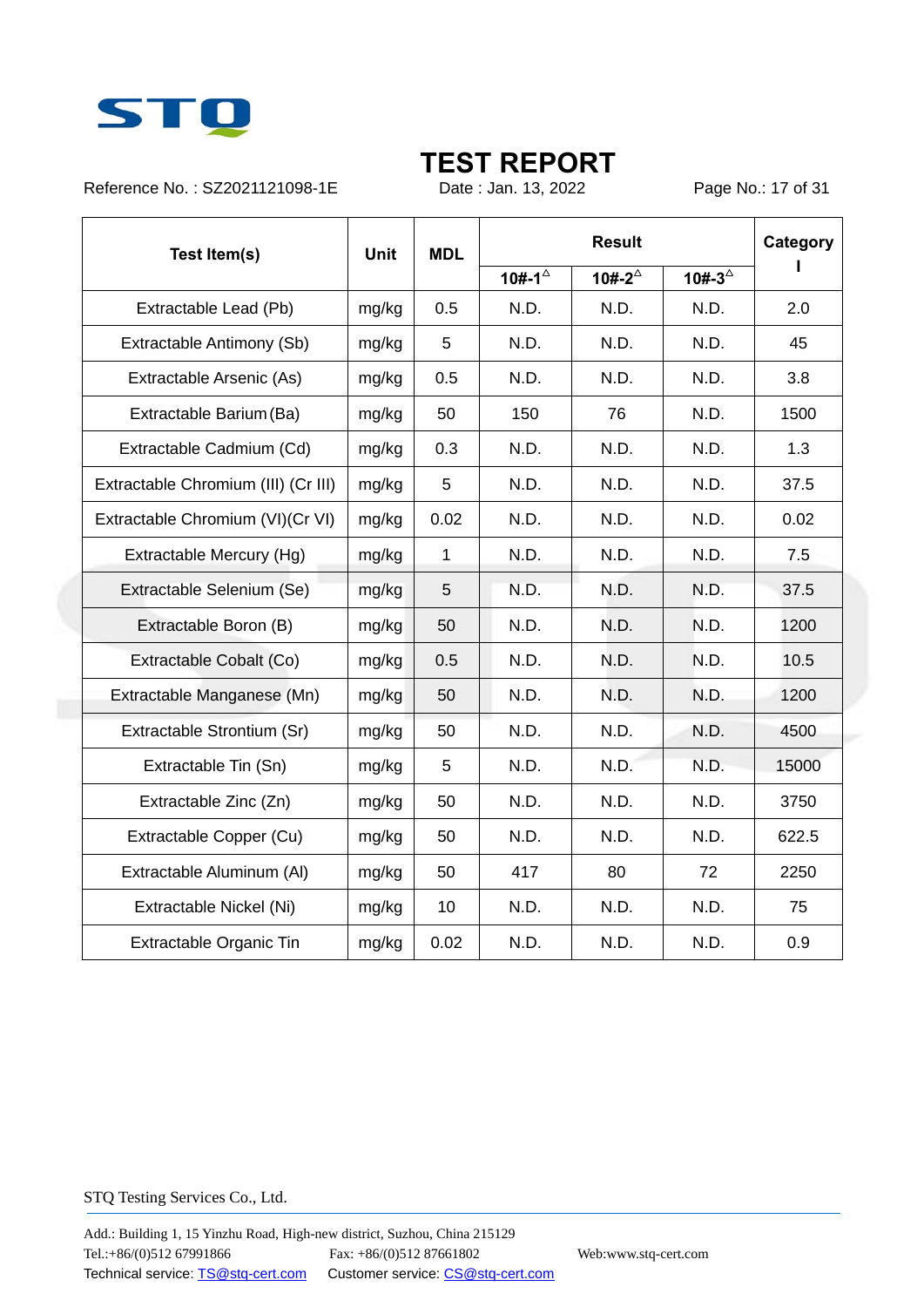# TEST REPORT

Reference No. : SZ2021121098-1E  Date : Jan. 13, 2022

| Test Item(s) | Unit | MDL | Result | | | Category I |
|---|---|---|---|---|---|---|
| | | | 10#-1△ | 10#-2△ | 10#-3△ | |
| Extractable Lead (Pb) | mg/kg | 0.5 | N.D. | N.D. | N.D. | 2.0 |
| Extractable Antimony (Sb) | mg/kg | 5 | N.D. | N.D. | N.D. | 45 |
| Extractable Arsenic (As) | mg/kg | 0.5 | N.D. | N.D. | N.D. | 3.8 |
| Extractable Barium (Ba) | mg/kg | 50 | 150 | 76 | N.D. | 1500 |
| Extractable Cadmium (Cd) | mg/kg | 0.3 | N.D. | N.D. | N.D. | 1.3 |
| Extractable Chromium (III) (Cr III) | mg/kg | 5 | N.D. | N.D. | N.D. | 37.5 |
| Extractable Chromium (VI)(Cr VI) | mg/kg | 0.02 | N.D. | N.D. | N.D. | 0.02 |
| Extractable Mercury (Hg) | mg/kg | 1 | N.D. | N.D. | N.D. | 7.5 |
| Extractable Selenium (Se) | mg/kg | 5 | N.D. | N.D. | N.D. | 37.5 |
| Extractable Boron (B) | mg/kg | 50 | N.D. | N.D. | N.D. | 1200 |
| Extractable Cobalt (Co) | mg/kg | 0.5 | N.D. | N.D. | N.D. | 10.5 |
| Extractable Manganese (Mn) | mg/kg | 50 | N.D. | N.D. | N.D. | 1200 |
| Extractable Strontium (Sr) | mg/kg | 50 | N.D. | N.D. | N.D. | 4500 |
| Extractable Tin (Sn) | mg/kg | 5 | N.D. | N.D. | N.D. | 15000 |
| Extractable Zinc (Zn) | mg/kg | 50 | N.D. | N.D. | N.D. | 3750 |
| Extractable Copper (Cu) | mg/kg | 50 | N.D. | N.D. | N.D. | 622.5 |
| Extractable Aluminum (Al) | mg/kg | 50 | 417 | 80 | 72 | 2250 |
| Extractable Nickel (Ni) | mg/kg | 10 | N.D. | N.D. | N.D. | 75 |
| Extractable Organic Tin | mg/kg | 0.02 | N.D. | N.D. | N.D. | 0.9 |

STQ Testing Services Co., Ltd.

Add.: Building 1, 15 Yinzhu Road, High-new district, Suzhou, China 215129
Tel.:+86/(0)512 67991866  Fax: +86/(0)512 87661802  Web:www.stq-cert.com
Technical service: TS@stq-cert.com  Customer service: CS@stq-cert.com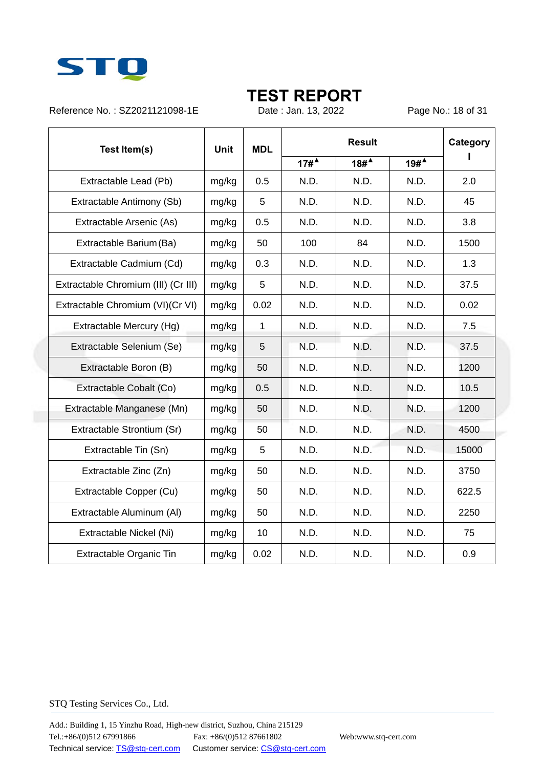# TEST REPORT

Reference No. : SZ2021121098-1E　　　　Date : Jan. 13, 2022

| Test Item(s) | Unit | MDL | Result | | | Category I |
|---|---|---|---|---|---|---|
| | | | 17#▲ | 18#▲ | 19#▲ | |
| Extractable Lead (Pb) | mg/kg | 0.5 | N.D. | N.D. | N.D. | 2.0 |
| Extractable Antimony (Sb) | mg/kg | 5 | N.D. | N.D. | N.D. | 45 |
| Extractable Arsenic (As) | mg/kg | 0.5 | N.D. | N.D. | N.D. | 3.8 |
| Extractable Barium (Ba) | mg/kg | 50 | 100 | 84 | N.D. | 1500 |
| Extractable Cadmium (Cd) | mg/kg | 0.3 | N.D. | N.D. | N.D. | 1.3 |
| Extractable Chromium (III) (Cr III) | mg/kg | 5 | N.D. | N.D. | N.D. | 37.5 |
| Extractable Chromium (VI)(Cr VI) | mg/kg | 0.02 | N.D. | N.D. | N.D. | 0.02 |
| Extractable Mercury (Hg) | mg/kg | 1 | N.D. | N.D. | N.D. | 7.5 |
| Extractable Selenium (Se) | mg/kg | 5 | N.D. | N.D. | N.D. | 37.5 |
| Extractable Boron (B) | mg/kg | 50 | N.D. | N.D. | N.D. | 1200 |
| Extractable Cobalt (Co) | mg/kg | 0.5 | N.D. | N.D. | N.D. | 10.5 |
| Extractable Manganese (Mn) | mg/kg | 50 | N.D. | N.D. | N.D. | 1200 |
| Extractable Strontium (Sr) | mg/kg | 50 | N.D. | N.D. | N.D. | 4500 |
| Extractable Tin (Sn) | mg/kg | 5 | N.D. | N.D. | N.D. | 15000 |
| Extractable Zinc (Zn) | mg/kg | 50 | N.D. | N.D. | N.D. | 3750 |
| Extractable Copper (Cu) | mg/kg | 50 | N.D. | N.D. | N.D. | 622.5 |
| Extractable Aluminum (Al) | mg/kg | 50 | N.D. | N.D. | N.D. | 2250 |
| Extractable Nickel (Ni) | mg/kg | 10 | N.D. | N.D. | N.D. | 75 |
| Extractable Organic Tin | mg/kg | 0.02 | N.D. | N.D. | N.D. | 0.9 |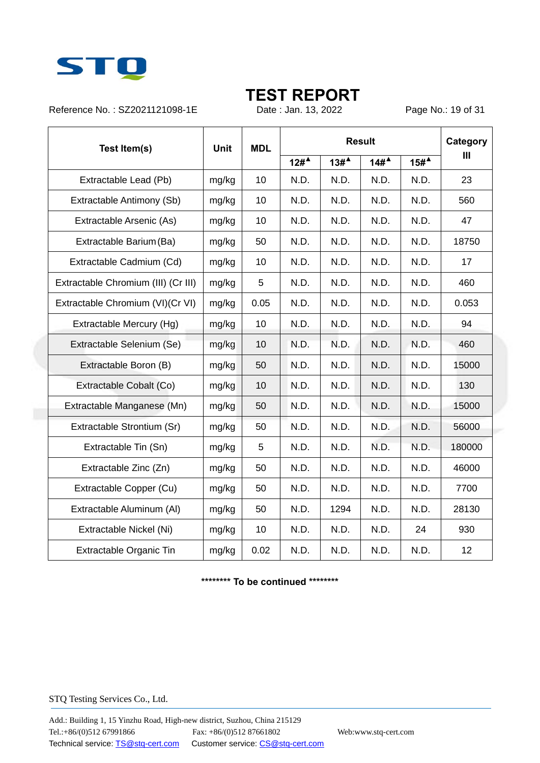# TEST REPORT

Reference No. : SZ2021121098-1E    Date : Jan. 13, 2022    Page No.: 19 of 31

| Test Item(s) | Unit | MDL | Result | | | | Category III |
|---|---|---|---|---|---|---|---|
| | | | 12#▲ | 13#▲ | 14#▲ | 15#▲ | |
| Extractable Lead (Pb) | mg/kg | 10 | N.D. | N.D. | N.D. | N.D. | 23 |
| Extractable Antimony (Sb) | mg/kg | 10 | N.D. | N.D. | N.D. | N.D. | 560 |
| Extractable Arsenic (As) | mg/kg | 10 | N.D. | N.D. | N.D. | N.D. | 47 |
| Extractable Barium (Ba) | mg/kg | 50 | N.D. | N.D. | N.D. | N.D. | 18750 |
| Extractable Cadmium (Cd) | mg/kg | 10 | N.D. | N.D. | N.D. | N.D. | 17 |
| Extractable Chromium (III) (Cr III) | mg/kg | 5 | N.D. | N.D. | N.D. | N.D. | 460 |
| Extractable Chromium (VI)(Cr VI) | mg/kg | 0.05 | N.D. | N.D. | N.D. | N.D. | 0.053 |
| Extractable Mercury (Hg) | mg/kg | 10 | N.D. | N.D. | N.D. | N.D. | 94 |
| Extractable Selenium (Se) | mg/kg | 10 | N.D. | N.D. | N.D. | N.D. | 460 |
| Extractable Boron (B) | mg/kg | 50 | N.D. | N.D. | N.D. | N.D. | 15000 |
| Extractable Cobalt (Co) | mg/kg | 10 | N.D. | N.D. | N.D. | N.D. | 130 |
| Extractable Manganese (Mn) | mg/kg | 50 | N.D. | N.D. | N.D. | N.D. | 15000 |
| Extractable Strontium (Sr) | mg/kg | 50 | N.D. | N.D. | N.D. | N.D. | 56000 |
| Extractable Tin (Sn) | mg/kg | 5 | N.D. | N.D. | N.D. | N.D. | 180000 |
| Extractable Zinc (Zn) | mg/kg | 50 | N.D. | N.D. | N.D. | N.D. | 46000 |
| Extractable Copper (Cu) | mg/kg | 50 | N.D. | N.D. | N.D. | N.D. | 7700 |
| Extractable Aluminum (Al) | mg/kg | 50 | N.D. | 1294 | N.D. | N.D. | 28130 |
| Extractable Nickel (Ni) | mg/kg | 10 | N.D. | N.D. | N.D. | 24 | 930 |
| Extractable Organic Tin | mg/kg | 0.02 | N.D. | N.D. | N.D. | N.D. | 12 |

******** To be continued ********

STQ Testing Services Co., Ltd.

Add.: Building 1, 15 Yinzhu Road, High-new district, Suzhou, China 215129
Tel.:+86/(0)512 67991866    Fax: +86/(0)512 87661802    Web:www.stq-cert.com
Technical service: TS@stq-cert.com    Customer service: CS@stq-cert.com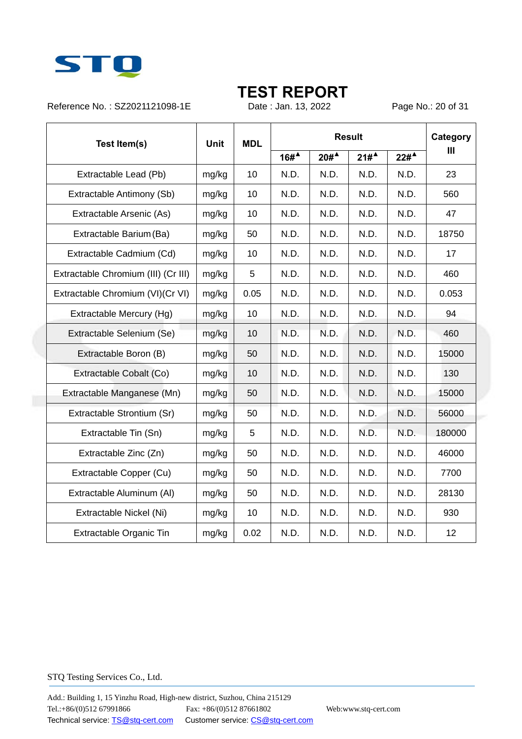# TEST REPORT

Reference No. : SZ2021121098-1E    Date : Jan. 13, 2022

| Test Item(s) | Unit | MDL | Result | | | | Category III |
|---|---|---|---|---|---|---|---|
| | | | 16#▲ | 20#▲ | 21#▲ | 22#▲ | |
| Extractable Lead (Pb) | mg/kg | 10 | N.D. | N.D. | N.D. | N.D. | 23 |
| Extractable Antimony (Sb) | mg/kg | 10 | N.D. | N.D. | N.D. | N.D. | 560 |
| Extractable Arsenic (As) | mg/kg | 10 | N.D. | N.D. | N.D. | N.D. | 47 |
| Extractable Barium (Ba) | mg/kg | 50 | N.D. | N.D. | N.D. | N.D. | 18750 |
| Extractable Cadmium (Cd) | mg/kg | 10 | N.D. | N.D. | N.D. | N.D. | 17 |
| Extractable Chromium (III) (Cr III) | mg/kg | 5 | N.D. | N.D. | N.D. | N.D. | 460 |
| Extractable Chromium (VI)(Cr VI) | mg/kg | 0.05 | N.D. | N.D. | N.D. | N.D. | 0.053 |
| Extractable Mercury (Hg) | mg/kg | 10 | N.D. | N.D. | N.D. | N.D. | 94 |
| Extractable Selenium (Se) | mg/kg | 10 | N.D. | N.D. | N.D. | N.D. | 460 |
| Extractable Boron (B) | mg/kg | 50 | N.D. | N.D. | N.D. | N.D. | 15000 |
| Extractable Cobalt (Co) | mg/kg | 10 | N.D. | N.D. | N.D. | N.D. | 130 |
| Extractable Manganese (Mn) | mg/kg | 50 | N.D. | N.D. | N.D. | N.D. | 15000 |
| Extractable Strontium (Sr) | mg/kg | 50 | N.D. | N.D. | N.D. | N.D. | 56000 |
| Extractable Tin (Sn) | mg/kg | 5 | N.D. | N.D. | N.D. | N.D. | 180000 |
| Extractable Zinc (Zn) | mg/kg | 50 | N.D. | N.D. | N.D. | N.D. | 46000 |
| Extractable Copper (Cu) | mg/kg | 50 | N.D. | N.D. | N.D. | N.D. | 7700 |
| Extractable Aluminum (Al) | mg/kg | 50 | N.D. | N.D. | N.D. | N.D. | 28130 |
| Extractable Nickel (Ni) | mg/kg | 10 | N.D. | N.D. | N.D. | N.D. | 930 |
| Extractable Organic Tin | mg/kg | 0.02 | N.D. | N.D. | N.D. | N.D. | 12 |

STQ Testing Services Co., Ltd.

Add.: Building 1, 15 Yinzhu Road, High-new district, Suzhou, China 215129
Tel.:+86/(0)512 67991866    Fax: +86/(0)512 87661802    Web:www.stq-cert.com
Technical service: TS@stq-cert.com    Customer service: CS@stq-cert.com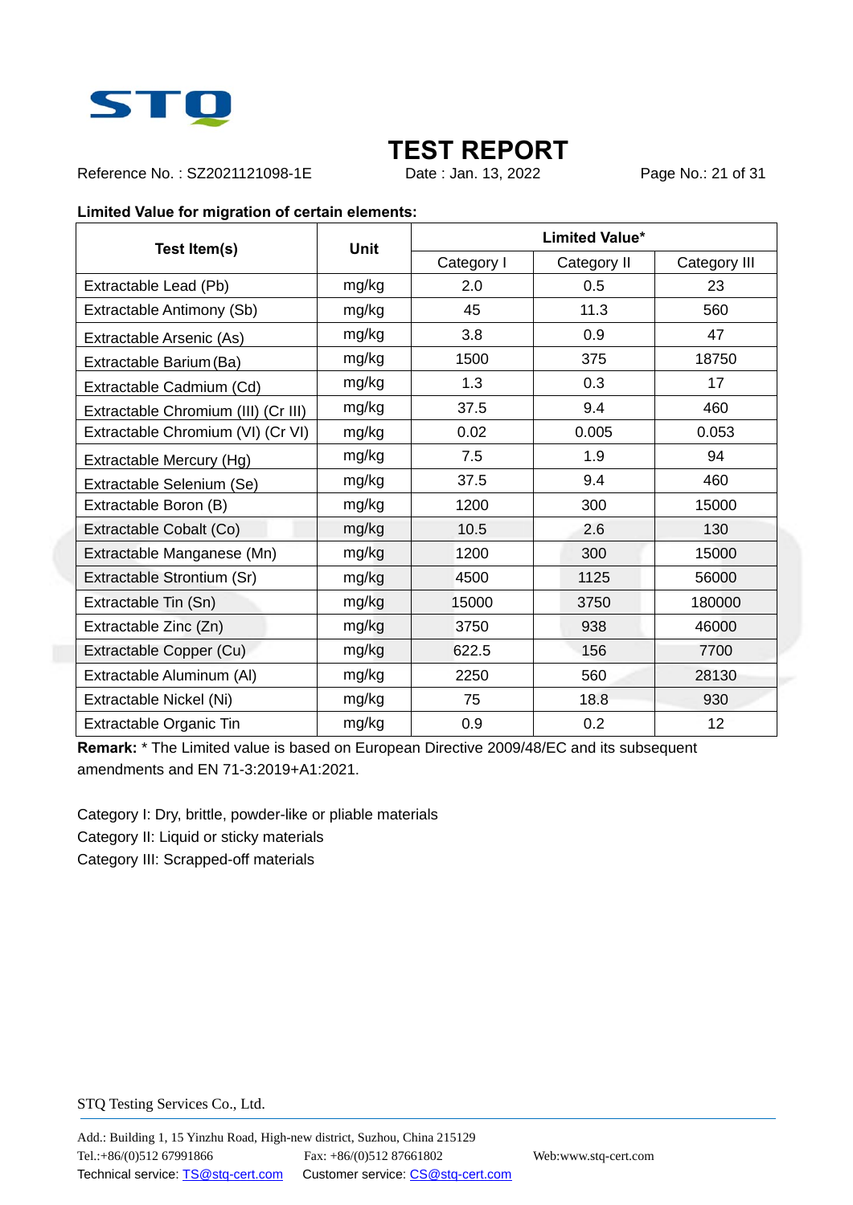# TEST REPORT

Reference No. : SZ2021121098-1E　　Date : Jan. 13, 2022

**Limited Value for migration of certain elements:**

| Test Item(s) | Unit | Limited Value* | | |
|---|---|---|---|---|
| | | Category I | Category II | Category III |
| Extractable Lead (Pb) | mg/kg | 2.0 | 0.5 | 23 |
| Extractable Antimony (Sb) | mg/kg | 45 | 11.3 | 560 |
| Extractable Arsenic (As) | mg/kg | 3.8 | 0.9 | 47 |
| Extractable Barium (Ba) | mg/kg | 1500 | 375 | 18750 |
| Extractable Cadmium (Cd) | mg/kg | 1.3 | 0.3 | 17 |
| Extractable Chromium (III) (Cr III) | mg/kg | 37.5 | 9.4 | 460 |
| Extractable Chromium (VI) (Cr VI) | mg/kg | 0.02 | 0.005 | 0.053 |
| Extractable Mercury (Hg) | mg/kg | 7.5 | 1.9 | 94 |
| Extractable Selenium (Se) | mg/kg | 37.5 | 9.4 | 460 |
| Extractable Boron (B) | mg/kg | 1200 | 300 | 15000 |
| Extractable Cobalt (Co) | mg/kg | 10.5 | 2.6 | 130 |
| Extractable Manganese (Mn) | mg/kg | 1200 | 300 | 15000 |
| Extractable Strontium (Sr) | mg/kg | 4500 | 1125 | 56000 |
| Extractable Tin (Sn) | mg/kg | 15000 | 3750 | 180000 |
| Extractable Zinc (Zn) | mg/kg | 3750 | 938 | 46000 |
| Extractable Copper (Cu) | mg/kg | 622.5 | 156 | 7700 |
| Extractable Aluminum (Al) | mg/kg | 2250 | 560 | 28130 |
| Extractable Nickel (Ni) | mg/kg | 75 | 18.8 | 930 |
| Extractable Organic Tin | mg/kg | 0.9 | 0.2 | 12 |

**Remark:** * The Limited value is based on European Directive 2009/48/EC and its subsequent amendments and EN 71-3:2019+A1:2021.

Category I: Dry, brittle, powder-like or pliable materials
Category II: Liquid or sticky materials
Category III: Scrapped-off materials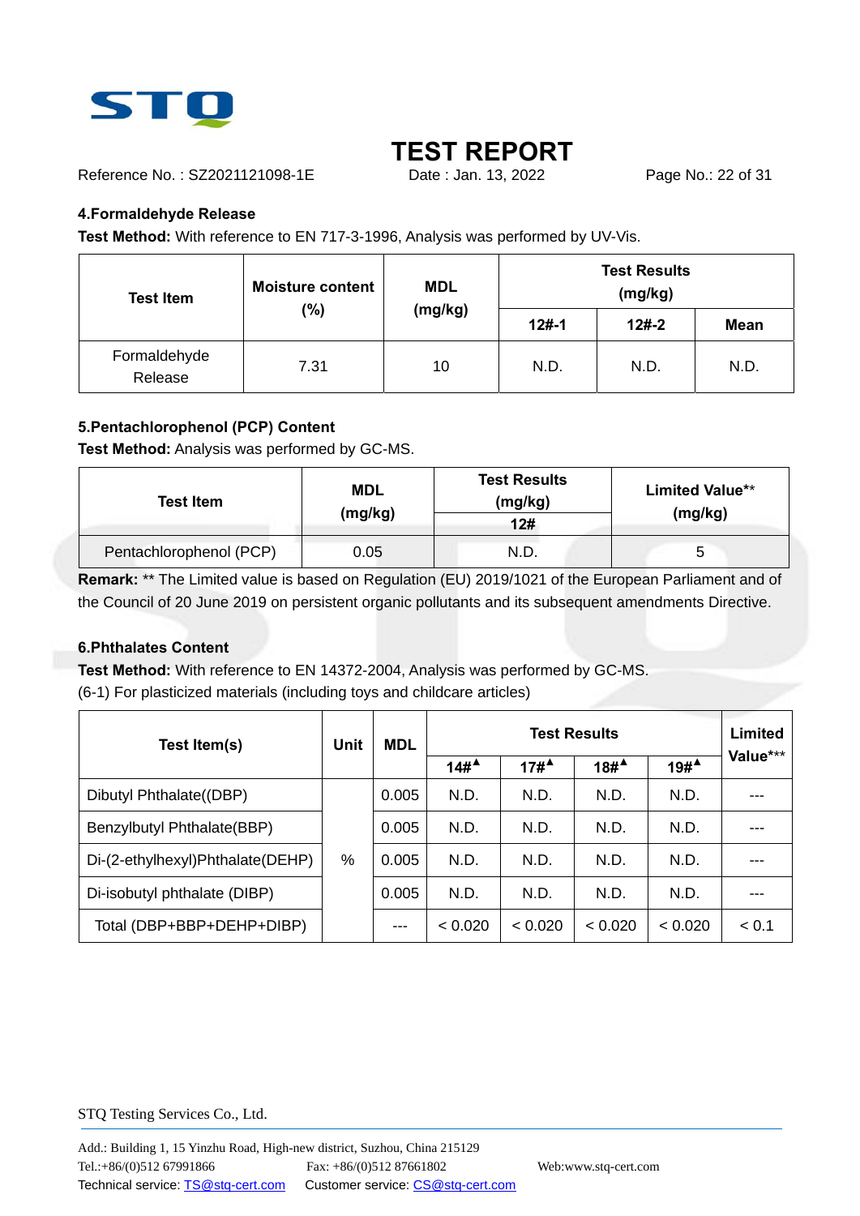# TEST REPORT

Reference No. : SZ2021121098-1E     Date : Jan. 13, 2022

**4.Formaldehyde Release**

**Test Method:** With reference to EN 717-3-1996, Analysis was performed by UV-Vis.

| Test Item | Moisture content (%) | MDL (mg/kg) | Test Results (mg/kg) | | |
|---|---|---|---|---|---|
| | | | 12#-1 | 12#-2 | Mean |
| Formaldehyde Release | 7.31 | 10 | N.D. | N.D. | N.D. |

**5.Pentachlorophenol (PCP) Content**

**Test Method:** Analysis was performed by GC-MS.

| Test Item | MDL (mg/kg) | Test Results (mg/kg) | Limited Value** (mg/kg) |
|---|---|---|---|
| | | 12# | |
| Pentachlorophenol (PCP) | 0.05 | N.D. | 5 |

**Remark:** ** The Limited value is based on Regulation (EU) 2019/1021 of the European Parliament and of the Council of 20 June 2019 on persistent organic pollutants and its subsequent amendments Directive.

**6.Phthalates Content**

**Test Method:** With reference to EN 14372-2004, Analysis was performed by GC-MS.

(6-1) For plasticized materials (including toys and childcare articles)

| Test Item(s) | Unit | MDL | Test Results | | | | Limited Value*** |
|---|---|---|---|---|---|---|---|
| | | | 14#▲ | 17#▲ | 18#▲ | 19#▲ | |
| Dibutyl Phthalate((DBP) | % | 0.005 | N.D. | N.D. | N.D. | N.D. | --- |
| Benzylbutyl Phthalate(BBP) | % | 0.005 | N.D. | N.D. | N.D. | N.D. | --- |
| Di-(2-ethylhexyl)Phthalate(DEHP) | % | 0.005 | N.D. | N.D. | N.D. | N.D. | --- |
| Di-isobutyl phthalate (DIBP) | % | 0.005 | N.D. | N.D. | N.D. | N.D. | --- |
| Total (DBP+BBP+DEHP+DIBP) | % | --- | < 0.020 | < 0.020 | < 0.020 | < 0.020 | < 0.1 |

STQ Testing Services Co., Ltd.

Add.: Building 1, 15 Yinzhu Road, High-new district, Suzhou, China 215129

Tel.:+86/(0)512 67991866     Fax: +86/(0)512 87661802     Web:www.stq-cert.com

Technical service: TS@stq-cert.com     Customer service: CS@stq-cert.com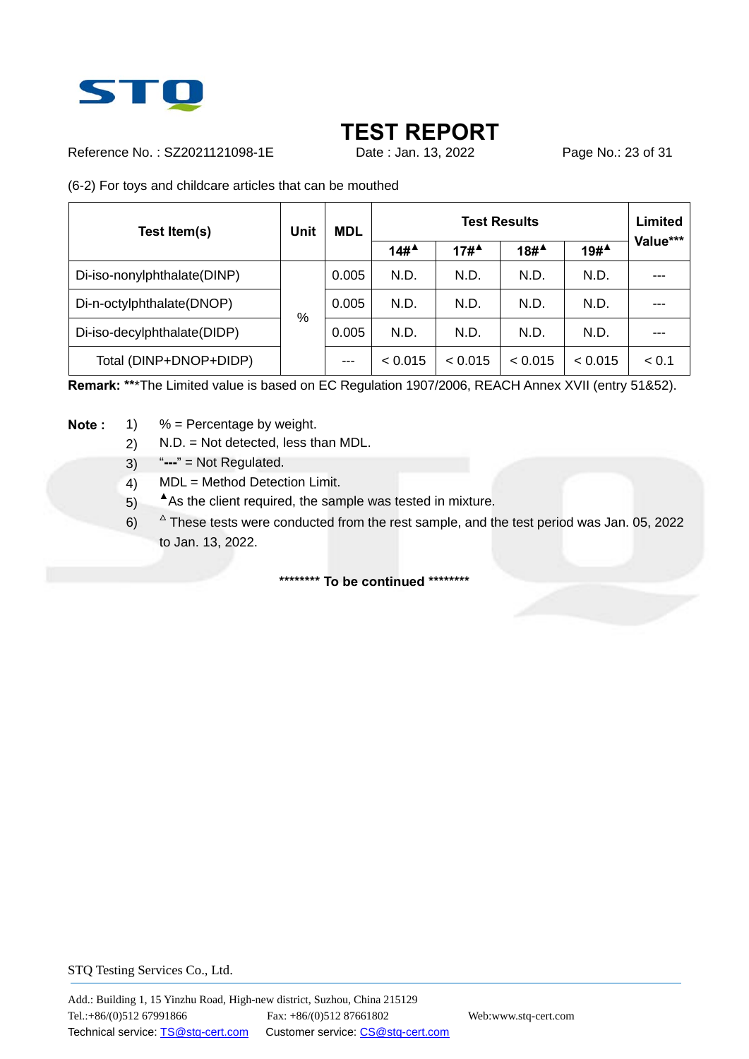# TEST REPORT

Reference No. : SZ2021121098-1E Date : Jan. 13, 2022

(6-2) For toys and childcare articles that can be mouthed

| Test Item(s) | Unit | MDL | Test Results | | | | Limited Value*** |
|---|---|---|---|---|---|---|---|
| | | | 14#▲ | 17#▲ | 18#▲ | 19#▲ | |
| Di-iso-nonylphthalate(DINP) | % | 0.005 | N.D. | N.D. | N.D. | N.D. | --- |
| Di-n-octylphthalate(DNOP) | | 0.005 | N.D. | N.D. | N.D. | N.D. | --- |
| Di-iso-decylphthalate(DIDP) | | 0.005 | N.D. | N.D. | N.D. | N.D. | --- |
| Total (DINP+DNOP+DIDP) | | --- | < 0.015 | < 0.015 | < 0.015 | < 0.015 | < 0.1 |

**Remark:** ***The Limited value is based on EC Regulation 1907/2006, REACH Annex XVII (entry 51&52).

**Note :**

1) % = Percentage by weight.
2) N.D. = Not detected, less than MDL.
3) "**---**" = Not Regulated.
4) MDL = Method Detection Limit.
5) ▲As the client required, the sample was tested in mixture.
6) △ These tests were conducted from the rest sample, and the test period was Jan. 05, 2022 to Jan. 13, 2022.

******** **To be continued** ********

STQ Testing Services Co., Ltd.

Add.: Building 1, 15 Yinzhu Road, High-new district, Suzhou, China 215129
Tel.:+86/(0)512 67991866 Fax: +86/(0)512 87661802 Web:www.stq-cert.com
Technical service: TS@stq-cert.com Customer service: CS@stq-cert.com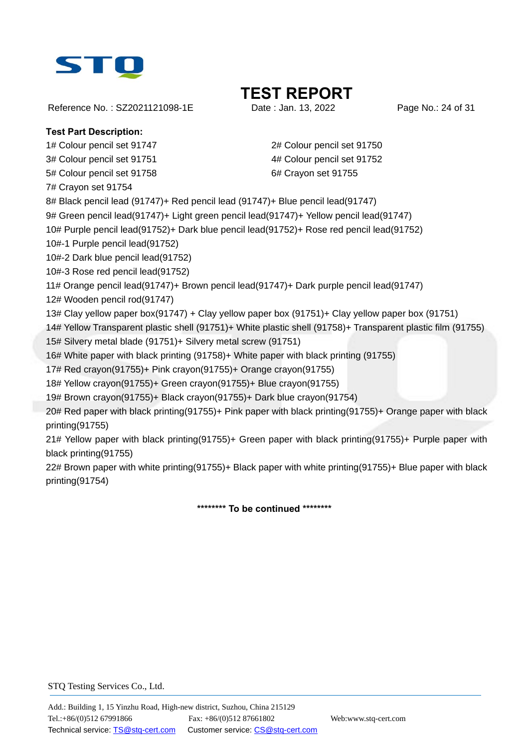# TEST REPORT

Reference No. : SZ2021121098-1E    Date : Jan. 13, 2022

**Test Part Description:**

1# Colour pencil set 91747
2# Colour pencil set 91750
3# Colour pencil set 91751
4# Colour pencil set 91752
5# Colour pencil set 91758
6# Crayon set 91755
7# Crayon set 91754
8# Black pencil lead (91747)+ Red pencil lead (91747)+ Blue pencil lead(91747)
9# Green pencil lead(91747)+ Light green pencil lead(91747)+ Yellow pencil lead(91747)
10# Purple pencil lead(91752)+ Dark blue pencil lead(91752)+ Rose red pencil lead(91752)
10#-1 Purple pencil lead(91752)
10#-2 Dark blue pencil lead(91752)
10#-3 Rose red pencil lead(91752)
11# Orange pencil lead(91747)+ Brown pencil lead(91747)+ Dark purple pencil lead(91747)
12# Wooden pencil rod(91747)
13# Clay yellow paper box(91747) + Clay yellow paper box (91751)+ Clay yellow paper box (91751)
14# Yellow Transparent plastic shell (91751)+ White plastic shell (91758)+ Transparent plastic film (91755)
15# Silvery metal blade (91751)+ Silvery metal screw (91751)
16# White paper with black printing (91758)+ White paper with black printing (91755)
17# Red crayon(91755)+ Pink crayon(91755)+ Orange crayon(91755)
18# Yellow crayon(91755)+ Green crayon(91755)+ Blue crayon(91755)
19# Brown crayon(91755)+ Black crayon(91755)+ Dark blue crayon(91754)
20# Red paper with black printing(91755)+ Pink paper with black printing(91755)+ Orange paper with black printing(91755)
21# Yellow paper with black printing(91755)+ Green paper with black printing(91755)+ Purple paper with black printing(91755)
22# Brown paper with white printing(91755)+ Black paper with white printing(91755)+ Blue paper with black printing(91754)

**\*\*\*\*\*\*\*\* To be continued \*\*\*\*\*\*\*\***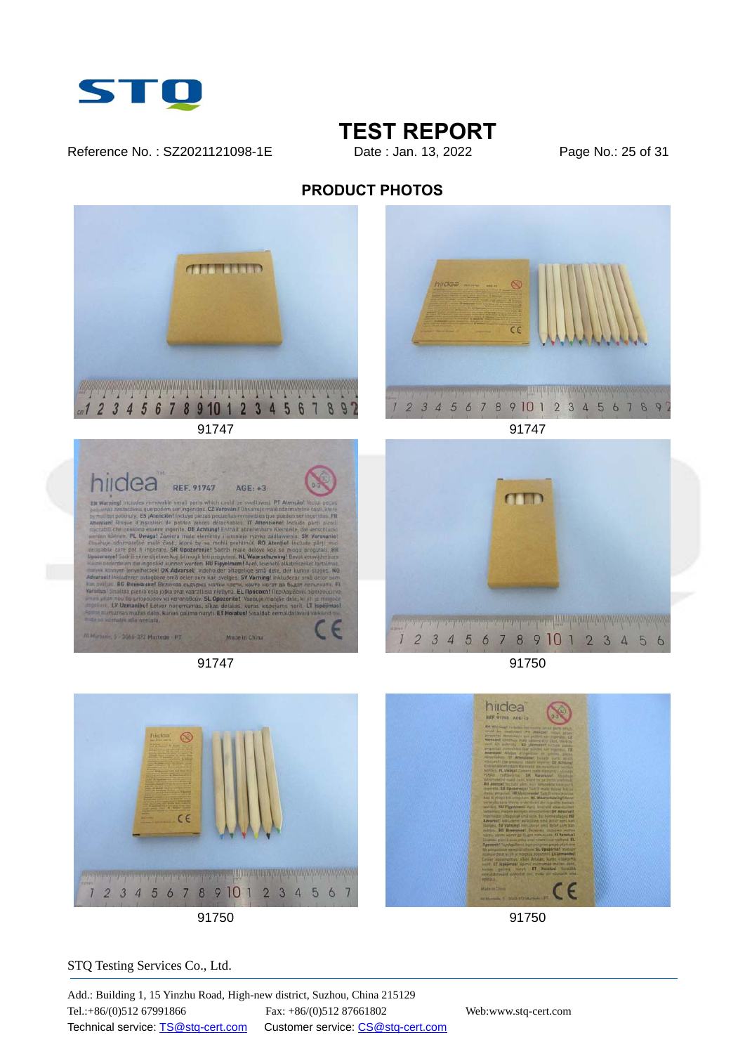## PRODUCT PHOTOS

91747

91747

91747

91750

91750

91750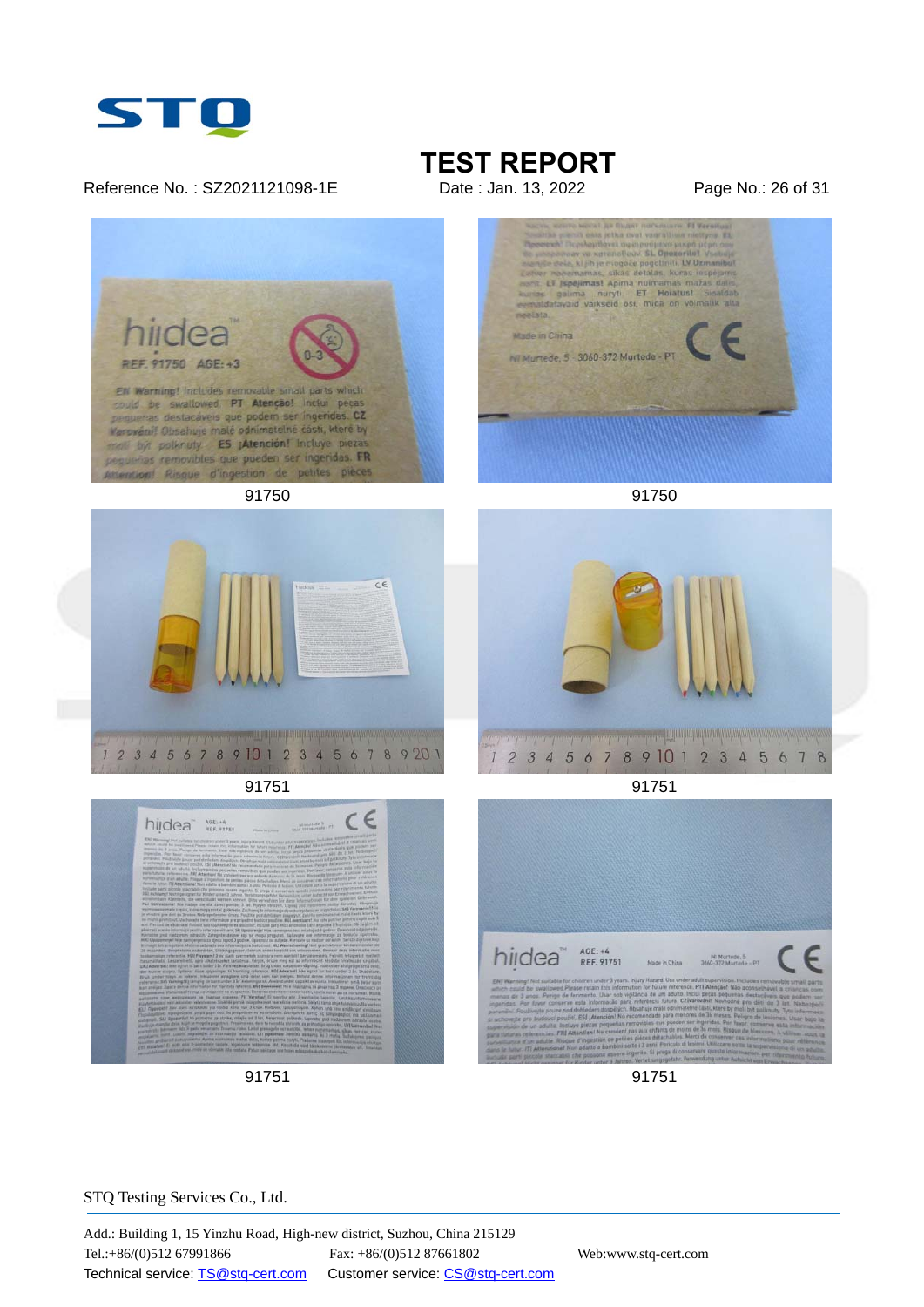# TEST REPORT

Reference No. : SZ2021121098-1E    Date : Jan. 13, 2022

91750

91750

91751

91751

91751

91751

STQ Testing Services Co., Ltd.

Add.: Building 1, 15 Yinzhu Road, High-new district, Suzhou, China 215129
Tel.:+86/(0)512 67991866    Fax: +86/(0)512 87661802    Web:www.stq-cert.com
Technical service: TS@stq-cert.com    Customer service: CS@stq-cert.com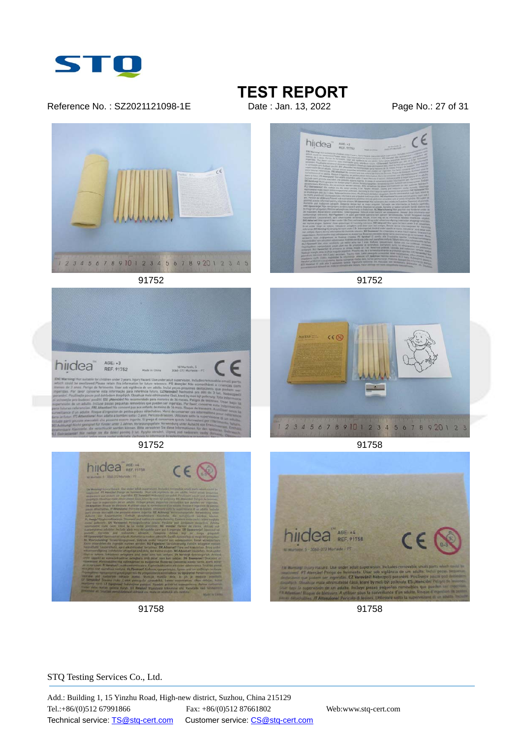# TEST REPORT

Reference No. : SZ2021121098-1E　　Date : Jan. 13, 2022

91752

91752

91752

91758

91758

91758

STQ Testing Services Co., Ltd.

Add.: Building 1, 15 Yinzhu Road, High-new district, Suzhou, China 215129
Tel.:+86/(0)512 67991866　　Fax: +86/(0)512 87661802　　Web:www.stq-cert.com
Technical service: TS@stq-cert.com　　Customer service: CS@stq-cert.com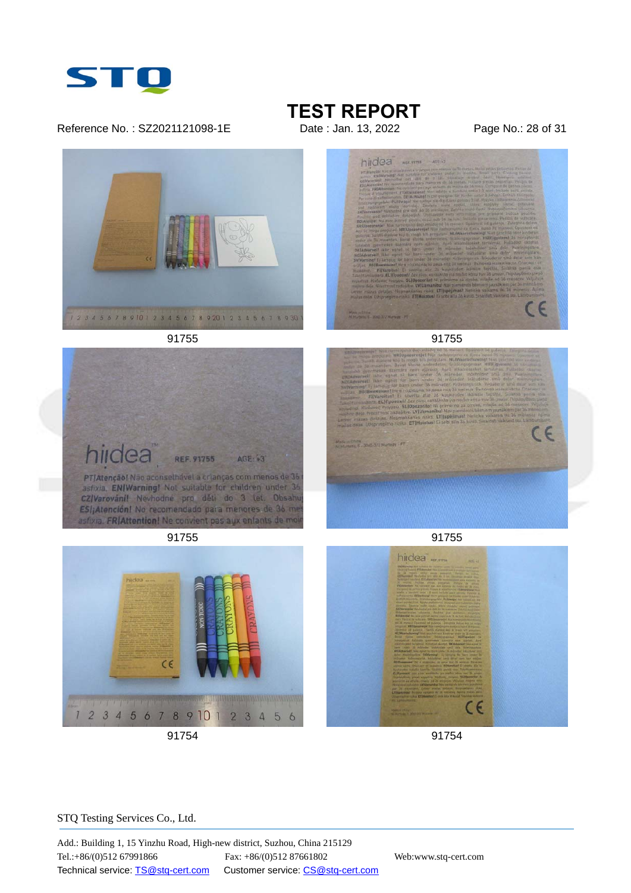# TEST REPORT

Reference No. : SZ2021121098-1E    Date : Jan. 13, 2022

91755

91755

91755

91755

91754

91754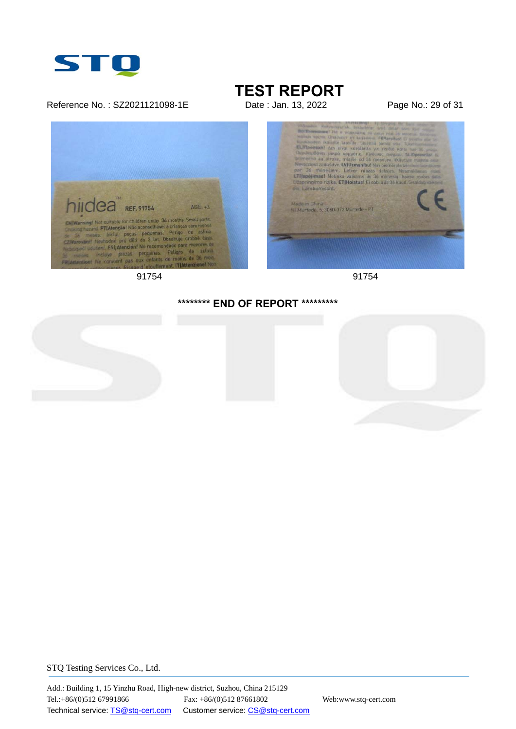91754

91754

******** END OF REPORT *********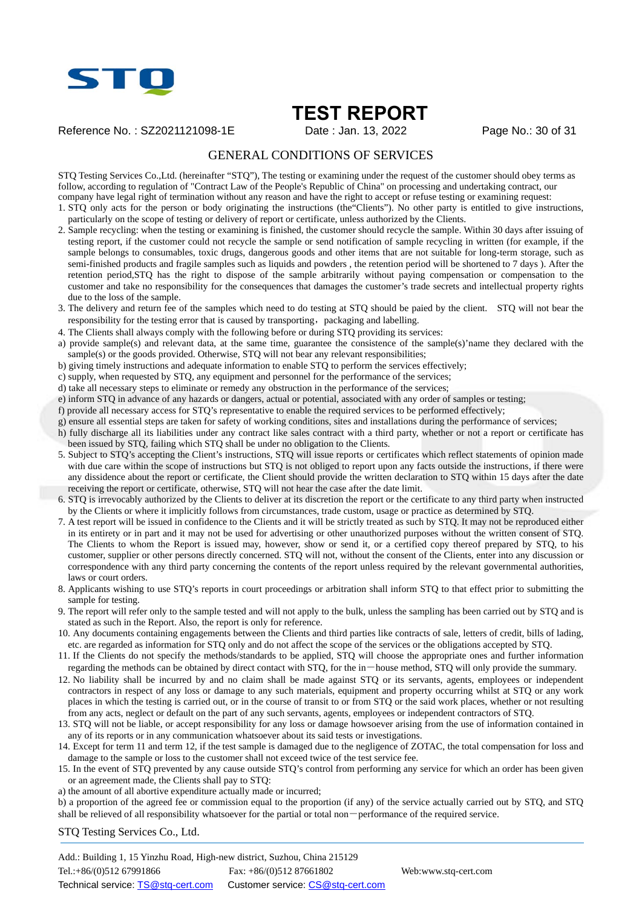# TEST REPORT

Reference No. : SZ2021121098-1E    Date : Jan. 13, 2022

## GENERAL CONDITIONS OF SERVICES

STQ Testing Services Co.,Ltd. (hereinafter "STQ"), The testing or examining under the request of the customer should obey terms as follow, according to regulation of "Contract Law of the People's Republic of China" on processing and undertaking contract, our company have legal right of termination without any reason and have the right to accept or refuse testing or examining request:

1. STQ only acts for the person or body originating the instructions (the"Clients"). No other party is entitled to give instructions, particularly on the scope of testing or delivery of report or certificate, unless authorized by the Clients.
2. Sample recycling: when the testing or examining is finished, the customer should recycle the sample. Within 30 days after issuing of testing report, if the customer could not recycle the sample or send notification of sample recycling in written (for example, if the sample belongs to consumables, toxic drugs, dangerous goods and other items that are not suitable for long-term storage, such as semi-finished products and fragile samples such as liquids and powders , the retention period will be shortened to 7 days ). After the retention period,STQ has the right to dispose of the sample arbitrarily without paying compensation or compensation to the customer and take no responsibility for the consequences that damages the customer's trade secrets and intellectual property rights due to the loss of the sample.
3. The delivery and return fee of the samples which need to do testing at STQ should be paied by the client. STQ will not bear the responsibility for the testing error that is caused by transporting，packaging and labelling.
4. The Clients shall always comply with the following before or during STQ providing its services:

a) provide sample(s) and relevant data, at the same time, guarantee the consistence of the sample(s)'name they declared with the sample(s) or the goods provided. Otherwise, STQ will not bear any relevant responsibilities;
b) giving timely instructions and adequate information to enable STQ to perform the services effectively;
c) supply, when requested by STQ, any equipment and personnel for the performance of the services;
d) take all necessary steps to eliminate or remedy any obstruction in the performance of the services;
e) inform STQ in advance of any hazards or dangers, actual or potential, associated with any order of samples or testing;
f) provide all necessary access for STQ's representative to enable the required services to be performed effectively;
g) ensure all essential steps are taken for safety of working conditions, sites and installations during the performance of services;
h) fully discharge all its liabilities under any contract like sales contract with a third party, whether or not a report or certificate has been issued by STQ, failing which STQ shall be under no obligation to the Clients.

5. Subject to STQ's accepting the Client's instructions, STQ will issue reports or certificates which reflect statements of opinion made with due care within the scope of instructions but STQ is not obliged to report upon any facts outside the instructions, if there were any dissidence about the report or certificate, the Client should provide the written declaration to STQ within 15 days after the date receiving the report or certificate, otherwise, STQ will not hear the case after the date limit.
6. STQ is irrevocably authorized by the Clients to deliver at its discretion the report or the certificate to any third party when instructed by the Clients or where it implicitly follows from circumstances, trade custom, usage or practice as determined by STQ.
7. A test report will be issued in confidence to the Clients and it will be strictly treated as such by STQ. It may not be reproduced either in its entirety or in part and it may not be used for advertising or other unauthorized purposes without the written consent of STQ. The Clients to whom the Report is issued may, however, show or send it, or a certified copy thereof prepared by STQ, to his customer, supplier or other persons directly concerned. STQ will not, without the consent of the Clients, enter into any discussion or correspondence with any third party concerning the contents of the report unless required by the relevant governmental authorities, laws or court orders.
8. Applicants wishing to use STQ's reports in court proceedings or arbitration shall inform STQ to that effect prior to submitting the sample for testing.
9. The report will refer only to the sample tested and will not apply to the bulk, unless the sampling has been carried out by STQ and is stated as such in the Report. Also, the report is only for reference.
10. Any documents containing engagements between the Clients and third parties like contracts of sale, letters of credit, bills of lading, etc. are regarded as information for STQ only and do not affect the scope of the services or the obligations accepted by STQ.
11. If the Clients do not specify the methods/standards to be applied, STQ will choose the appropriate ones and further information regarding the methods can be obtained by direct contact with STQ, for the in—house method, STQ will only provide the summary.
12. No liability shall be incurred by and no claim shall be made against STQ or its servants, agents, employees or independent contractors in respect of any loss or damage to any such materials, equipment and property occurring whilst at STQ or any work places in which the testing is carried out, or in the course of transit to or from STQ or the said work places, whether or not resulting from any acts, neglect or default on the part of any such servants, agents, employees or independent contractors of STQ.
13. STQ will not be liable, or accept responsibility for any loss or damage howsoever arising from the use of information contained in any of its reports or in any communication whatsoever about its said tests or investigations.
14. Except for term 11 and term 12, if the test sample is damaged due to the negligence of ZOTAC, the total compensation for loss and damage to the sample or loss to the customer shall not exceed twice of the test service fee.
15. In the event of STQ prevented by any cause outside STQ's control from performing any service for which an order has been given or an agreement made, the Clients shall pay to STQ:

a) the amount of all abortive expenditure actually made or incurred;
b) a proportion of the agreed fee or commission equal to the proportion (if any) of the service actually carried out by STQ, and STQ shall be relieved of all responsibility whatsoever for the partial or total non—performance of the required service.

STQ Testing Services Co., Ltd.

Add.: Building 1, 15 Yinzhu Road, High-new district, Suzhou, China 215129
Tel.:+86/(0)512 67991866    Fax: +86/(0)512 87661802    Web:www.stq-cert.com
Technical service: TS@stq-cert.com    Customer service: CS@stq-cert.com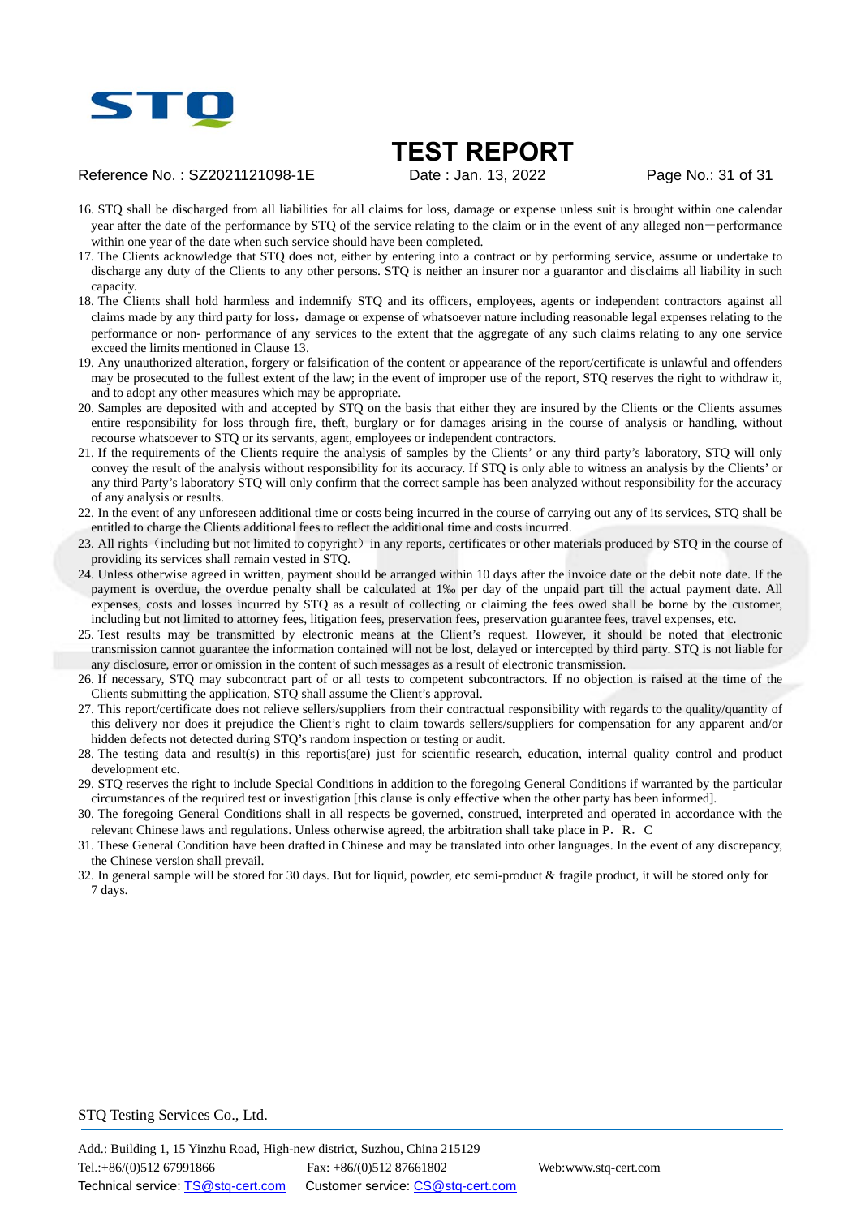16. STQ shall be discharged from all liabilities for all claims for loss, damage or expense unless suit is brought within one calendar year after the date of the performance by STQ of the service relating to the claim or in the event of any alleged non－performance within one year of the date when such service should have been completed.
17. The Clients acknowledge that STQ does not, either by entering into a contract or by performing service, assume or undertake to discharge any duty of the Clients to any other persons. STQ is neither an insurer nor a guarantor and disclaims all liability in such capacity.
18. The Clients shall hold harmless and indemnify STQ and its officers, employees, agents or independent contractors against all claims made by any third party for loss，damage or expense of whatsoever nature including reasonable legal expenses relating to the performance or non- performance of any services to the extent that the aggregate of any such claims relating to any one service exceed the limits mentioned in Clause 13.
19. Any unauthorized alteration, forgery or falsification of the content or appearance of the report/certificate is unlawful and offenders may be prosecuted to the fullest extent of the law; in the event of improper use of the report, STQ reserves the right to withdraw it, and to adopt any other measures which may be appropriate.
20. Samples are deposited with and accepted by STQ on the basis that either they are insured by the Clients or the Clients assumes entire responsibility for loss through fire, theft, burglary or for damages arising in the course of analysis or handling, without recourse whatsoever to STQ or its servants, agent, employees or independent contractors.
21. If the requirements of the Clients require the analysis of samples by the Clients' or any third party's laboratory, STQ will only convey the result of the analysis without responsibility for its accuracy. If STQ is only able to witness an analysis by the Clients' or any third Party's laboratory STQ will only confirm that the correct sample has been analyzed without responsibility for the accuracy of any analysis or results.
22. In the event of any unforeseen additional time or costs being incurred in the course of carrying out any of its services, STQ shall be entitled to charge the Clients additional fees to reflect the additional time and costs incurred.
23. All rights（including but not limited to copyright）in any reports, certificates or other materials produced by STQ in the course of providing its services shall remain vested in STQ.
24. Unless otherwise agreed in written, payment should be arranged within 10 days after the invoice date or the debit note date. If the payment is overdue, the overdue penalty shall be calculated at 1‰ per day of the unpaid part till the actual payment date. All expenses, costs and losses incurred by STQ as a result of collecting or claiming the fees owed shall be borne by the customer, including but not limited to attorney fees, litigation fees, preservation fees, preservation guarantee fees, travel expenses, etc.
25. Test results may be transmitted by electronic means at the Client's request. However, it should be noted that electronic transmission cannot guarantee the information contained will not be lost, delayed or intercepted by third party. STQ is not liable for any disclosure, error or omission in the content of such messages as a result of electronic transmission.
26. If necessary, STQ may subcontract part of or all tests to competent subcontractors. If no objection is raised at the time of the Clients submitting the application, STQ shall assume the Client's approval.
27. This report/certificate does not relieve sellers/suppliers from their contractual responsibility with regards to the quality/quantity of this delivery nor does it prejudice the Client's right to claim towards sellers/suppliers for compensation for any apparent and/or hidden defects not detected during STQ's random inspection or testing or audit.
28. The testing data and result(s) in this reportis(are) just for scientific research, education, internal quality control and product development etc.
29. STQ reserves the right to include Special Conditions in addition to the foregoing General Conditions if warranted by the particular circumstances of the required test or investigation [this clause is only effective when the other party has been informed].
30. The foregoing General Conditions shall in all respects be governed, construed, interpreted and operated in accordance with the relevant Chinese laws and regulations. Unless otherwise agreed, the arbitration shall take place in P．R．C
31. These General Condition have been drafted in Chinese and may be translated into other languages. In the event of any discrepancy, the Chinese version shall prevail.
32. In general sample will be stored for 30 days. But for liquid, powder, etc semi-product & fragile product, it will be stored only for 7 days.